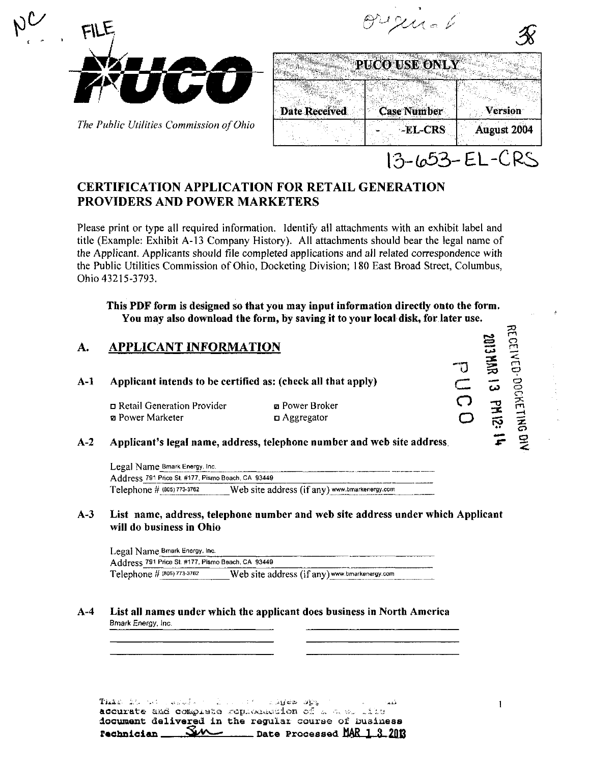**PUCO**

*The Public Utilities Commission of Ohio*

| PUCO USE ONLY | | |
|---|---|---|
| Date Received | Case Number | Version |
| | - -EL-CRS | August 2004 |

13-653-EL-CRS

# CERTIFICATION APPLICATION FOR RETAIL GENERATION PROVIDERS AND POWER MARKETERS

Please print or type all required information. Identify all attachments with an exhibit label and title (Example: Exhibit A-13 Company History). All attachments should bear the legal name of the Applicant. Applicants should file completed applications and all related correspondence with the Public Utilities Commission of Ohio, Docketing Division; 180 East Broad Street, Columbus, Ohio 43215-3793.

**This PDF form is designed so that you may input information directly onto the form. You may also download the form, by saving it to your local disk, for later use.**

## A. APPLICANT INFORMATION

**A-1 Applicant intends to be certified as: (check all that apply)**

- ☐ Retail Generation Provider
- ☒ Power Broker
- ☒ Power Marketer
- ☐ Aggregator

**A-2 Applicant's legal name, address, telephone number and web site address**

Legal Name Bmark Energy, Inc.
Address 791 Price St. #177, Pismo Beach, CA 93449
Telephone # (805) 773-3762 Web site address (if any) www.bmarkenergy.com

**A-3 List name, address, telephone number and web site address under which Applicant will do business in Ohio**

Legal Name Bmark Energy, Inc.
Address 791 Price St. #177, Pismo Beach, CA 93449
Telephone # (805) 773-3762 Web site address (if any) www.bmarkenergy.com

**A-4 List all names under which the applicant does business in North America**

Bmark Energy, Inc.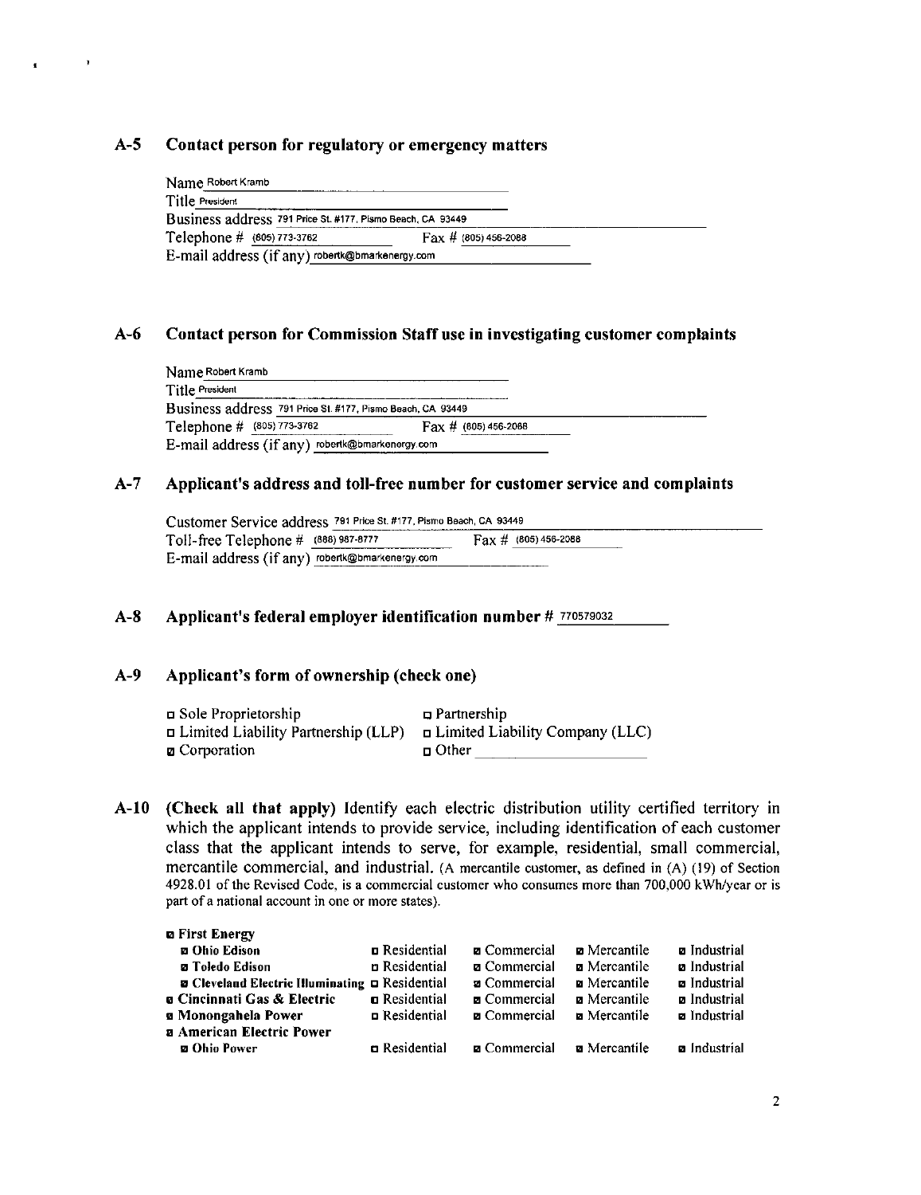## A-5 Contact person for regulatory or emergency matters

Name Robert Kramb
Title President
Business address 791 Price St. #177, Pismo Beach, CA 93449
Telephone # (805) 773-3762 Fax # (805) 456-2088
E-mail address (if any) robertk@bmarkenergy.com

## A-6 Contact person for Commission Staff use in investigating customer complaints

Name Robert Kramb
Title President
Business address 791 Price St. #177, Pismo Beach, CA 93449
Telephone # (805) 773-3762 Fax # (805) 456-2088
E-mail address (if any) robertk@bmarkenergy.com

## A-7 Applicant's address and toll-free number for customer service and complaints

Customer Service address 791 Price St. #177, Pismo Beach, CA 93449
Toll-free Telephone # (888) 987-8777 Fax # (805) 456-2088
E-mail address (if any) robertk@bmarkenergy.com

## A-8 Applicant's federal employer identification number # 770579032

## A-9 Applicant's form of ownership (check one)

- ☐ Sole Proprietorship
- ☐ Partnership
- ☐ Limited Liability Partnership (LLP)
- ☐ Limited Liability Company (LLC)
- ☒ Corporation
- ☐ Other ______

## A-10 (Check all that apply) Identify each electric distribution utility certified territory in which the applicant intends to provide service, including identification of each customer class that the applicant intends to serve, for example, residential, small commercial, mercantile commercial, and industrial.

(A mercantile customer, as defined in (A) (19) of Section 4928.01 of the Revised Code, is a commercial customer who consumes more than 700,000 kWh/year or is part of a national account in one or more states).

| | | | | |
|---|---|---|---|---|
| ☒ **First Energy** | | | | |
| ☒ **Ohio Edison** | ☐ Residential | ☒ Commercial | ☒ Mercantile | ☒ Industrial |
| ☒ **Toledo Edison** | ☐ Residential | ☒ Commercial | ☒ Mercantile | ☒ Industrial |
| ☒ **Cleveland Electric Illuminating** | ☐ Residential | ☒ Commercial | ☒ Mercantile | ☒ Industrial |
| ☒ **Cincinnati Gas & Electric** | ☐ Residential | ☒ Commercial | ☒ Mercantile | ☒ Industrial |
| ☒ **Monongahela Power** | ☐ Residential | ☒ Commercial | ☒ Mercantile | ☒ Industrial |
| ☒ **American Electric Power** | | | | |
| ☒ **Ohio Power** | ☐ Residential | ☒ Commercial | ☒ Mercantile | ☒ Industrial |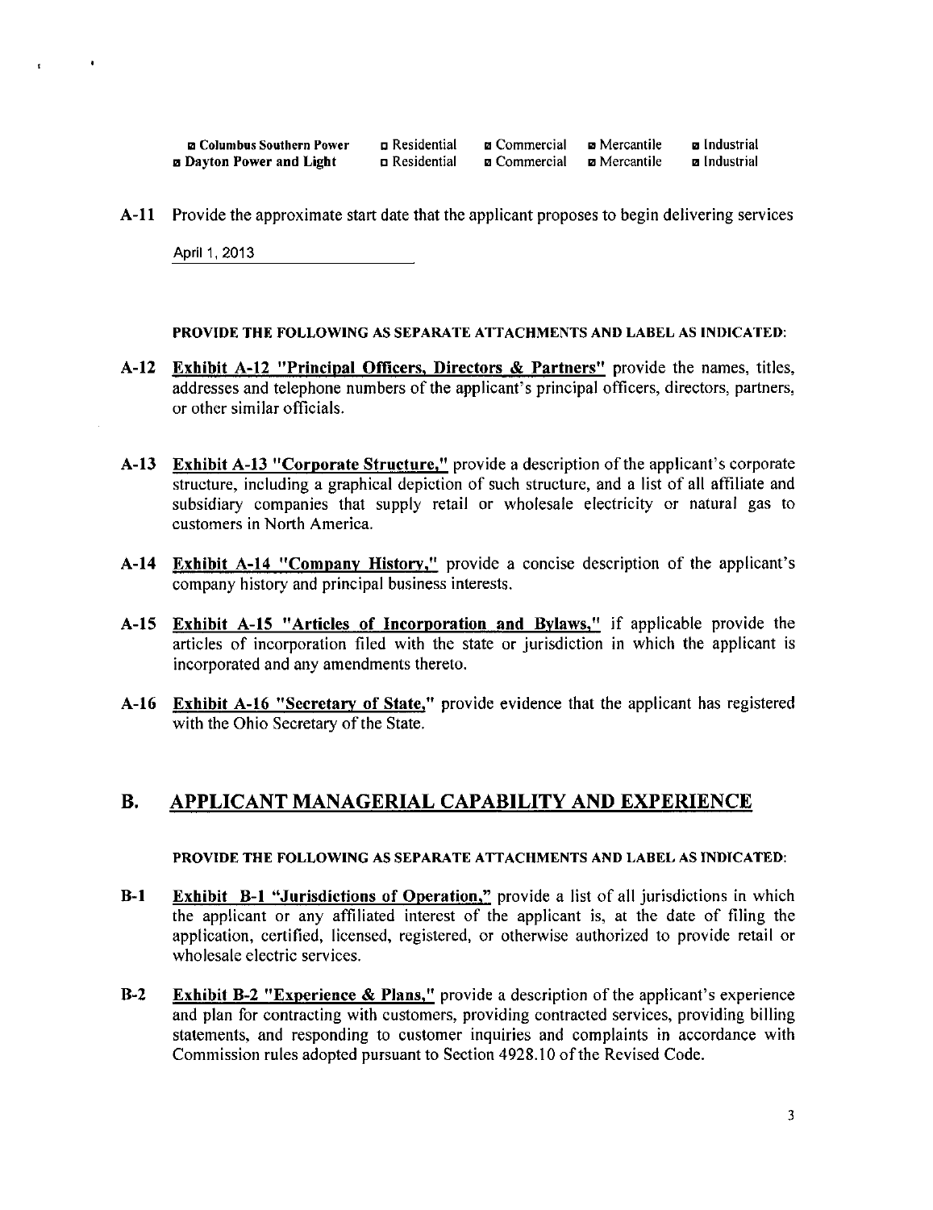| | | | | |
|---|---|---|---|---|
| ☒ **Columbus Southern Power** | ☐ Residential | ☒ Commercial | ☒ Mercantile | ☒ Industrial |
| ☒ **Dayton Power and Light** | ☐ Residential | ☒ Commercial | ☒ Mercantile | ☒ Industrial |

**A-11** Provide the approximate start date that the applicant proposes to begin delivering services

April 1, 2013

**PROVIDE THE FOLLOWING AS SEPARATE ATTACHMENTS AND LABEL AS INDICATED:**

**A-12** **Exhibit A-12 "Principal Officers, Directors & Partners"** provide the names, titles, addresses and telephone numbers of the applicant's principal officers, directors, partners, or other similar officials.

**A-13** **Exhibit A-13 "Corporate Structure,"** provide a description of the applicant's corporate structure, including a graphical depiction of such structure, and a list of all affiliate and subsidiary companies that supply retail or wholesale electricity or natural gas to customers in North America.

**A-14** **Exhibit A-14 "Company History,"** provide a concise description of the applicant's company history and principal business interests.

**A-15** **Exhibit A-15 "Articles of Incorporation and Bylaws,"** if applicable provide the articles of incorporation filed with the state or jurisdiction in which the applicant is incorporated and any amendments thereto.

**A-16** **Exhibit A-16 "Secretary of State,"** provide evidence that the applicant has registered with the Ohio Secretary of the State.

## B. APPLICANT MANAGERIAL CAPABILITY AND EXPERIENCE

**PROVIDE THE FOLLOWING AS SEPARATE ATTACHMENTS AND LABEL AS INDICATED:**

**B-1** **Exhibit B-1 "Jurisdictions of Operation,"** provide a list of all jurisdictions in which the applicant or any affiliated interest of the applicant is, at the date of filing the application, certified, licensed, registered, or otherwise authorized to provide retail or wholesale electric services.

**B-2** **Exhibit B-2 "Experience & Plans,"** provide a description of the applicant's experience and plan for contracting with customers, providing contracted services, providing billing statements, and responding to customer inquiries and complaints in accordance with Commission rules adopted pursuant to Section 4928.10 of the Revised Code.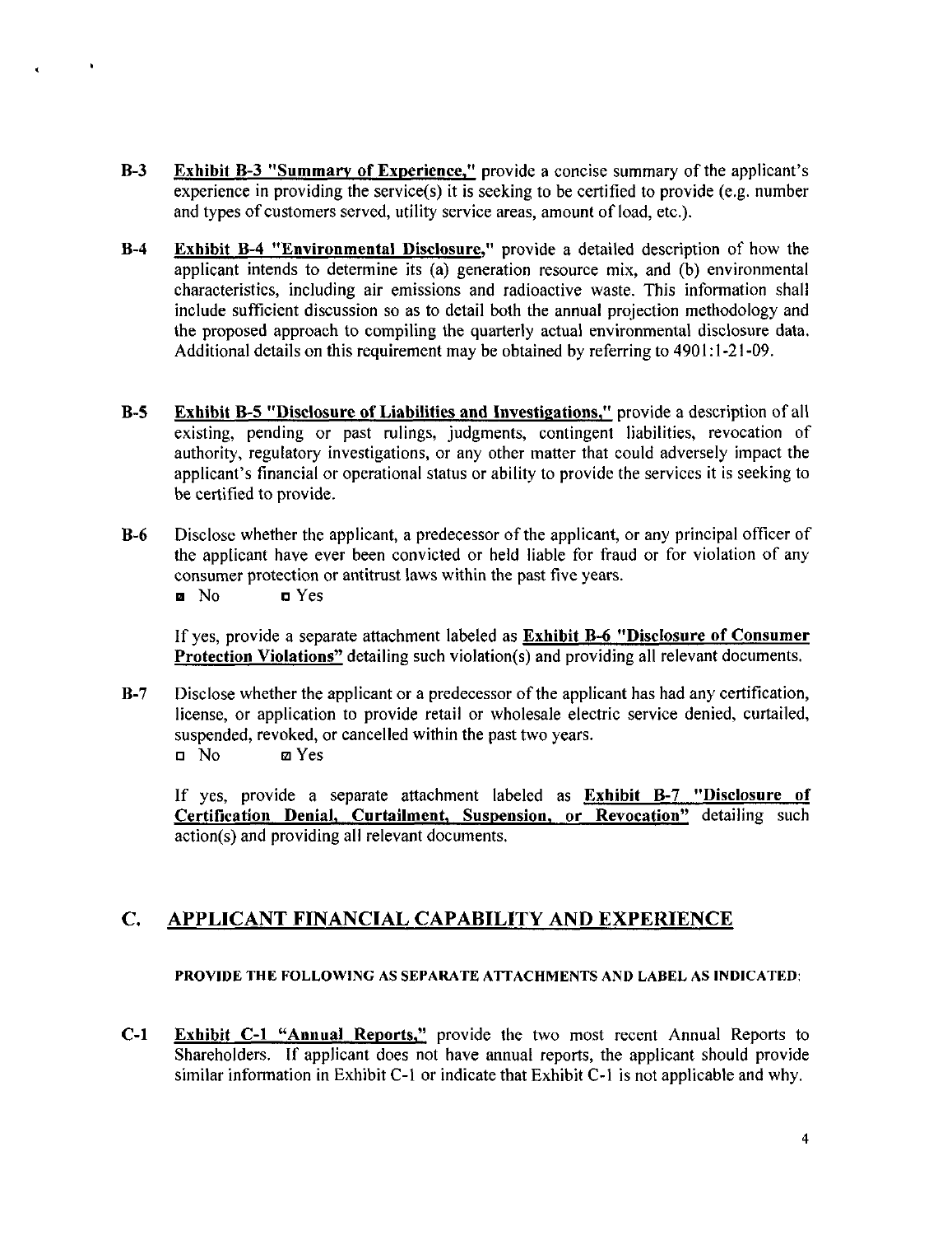**B-3** **Exhibit B-3 "Summary of Experience,"** provide a concise summary of the applicant's experience in providing the service(s) it is seeking to be certified to provide (e.g. number and types of customers served, utility service areas, amount of load, etc.).

**B-4** **Exhibit B-4 "Environmental Disclosure,"** provide a detailed description of how the applicant intends to determine its (a) generation resource mix, and (b) environmental characteristics, including air emissions and radioactive waste. This information shall include sufficient discussion so as to detail both the annual projection methodology and the proposed approach to compiling the quarterly actual environmental disclosure data. Additional details on this requirement may be obtained by referring to 4901:1-21-09.

**B-5** **Exhibit B-5 "Disclosure of Liabilities and Investigations,"** provide a description of all existing, pending or past rulings, judgments, contingent liabilities, revocation of authority, regulatory investigations, or any other matter that could adversely impact the applicant's financial or operational status or ability to provide the services it is seeking to be certified to provide.

**B-6** Disclose whether the applicant, a predecessor of the applicant, or any principal officer of the applicant have ever been convicted or held liable for fraud or for violation of any consumer protection or antitrust laws within the past five years.

☒ No ☐ Yes

If yes, provide a separate attachment labeled as **Exhibit B-6 "Disclosure of Consumer Protection Violations"** detailing such violation(s) and providing all relevant documents.

**B-7** Disclose whether the applicant or a predecessor of the applicant has had any certification, license, or application to provide retail or wholesale electric service denied, curtailed, suspended, revoked, or cancelled within the past two years.

☐ No ☒ Yes

If yes, provide a separate attachment labeled as **Exhibit B-7 "Disclosure of Certification Denial, Curtailment, Suspension, or Revocation"** detailing such action(s) and providing all relevant documents.

## C. APPLICANT FINANCIAL CAPABILITY AND EXPERIENCE

**PROVIDE THE FOLLOWING AS SEPARATE ATTACHMENTS AND LABEL AS INDICATED:**

**C-1** **Exhibit C-1 "Annual Reports,"** provide the two most recent Annual Reports to Shareholders. If applicant does not have annual reports, the applicant should provide similar information in Exhibit C-1 or indicate that Exhibit C-1 is not applicable and why.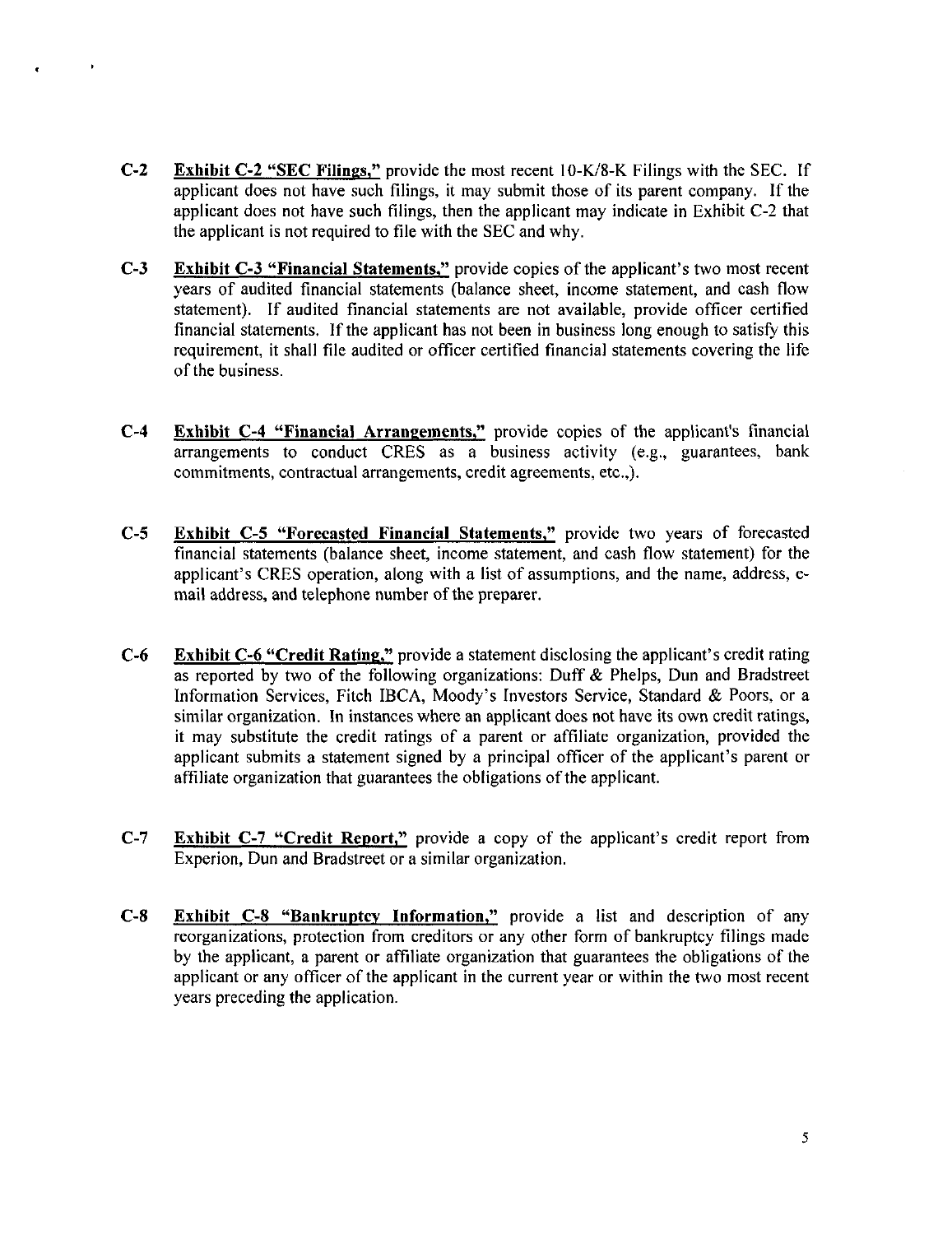**C-2** **Exhibit C-2 "SEC Filings,"** provide the most recent 10-K/8-K Filings with the SEC. If applicant does not have such filings, it may submit those of its parent company. If the applicant does not have such filings, then the applicant may indicate in Exhibit C-2 that the applicant is not required to file with the SEC and why.

**C-3** **Exhibit C-3 "Financial Statements,"** provide copies of the applicant's two most recent years of audited financial statements (balance sheet, income statement, and cash flow statement). If audited financial statements are not available, provide officer certified financial statements. If the applicant has not been in business long enough to satisfy this requirement, it shall file audited or officer certified financial statements covering the life of the business.

**C-4** **Exhibit C-4 "Financial Arrangements,"** provide copies of the applicant's financial arrangements to conduct CRES as a business activity (e.g., guarantees, bank commitments, contractual arrangements, credit agreements, etc.,).

**C-5** **Exhibit C-5 "Forecasted Financial Statements,"** provide two years of forecasted financial statements (balance sheet, income statement, and cash flow statement) for the applicant's CRES operation, along with a list of assumptions, and the name, address, e-mail address, and telephone number of the preparer.

**C-6** **Exhibit C-6 "Credit Rating,"** provide a statement disclosing the applicant's credit rating as reported by two of the following organizations: Duff & Phelps, Dun and Bradstreet Information Services, Fitch IBCA, Moody's Investors Service, Standard & Poors, or a similar organization. In instances where an applicant does not have its own credit ratings, it may substitute the credit ratings of a parent or affiliate organization, provided the applicant submits a statement signed by a principal officer of the applicant's parent or affiliate organization that guarantees the obligations of the applicant.

**C-7** **Exhibit C-7 "Credit Report,"** provide a copy of the applicant's credit report from Experion, Dun and Bradstreet or a similar organization.

**C-8** **Exhibit C-8 "Bankruptcy Information,"** provide a list and description of any reorganizations, protection from creditors or any other form of bankruptcy filings made by the applicant, a parent or affiliate organization that guarantees the obligations of the applicant or any officer of the applicant in the current year or within the two most recent years preceding the application.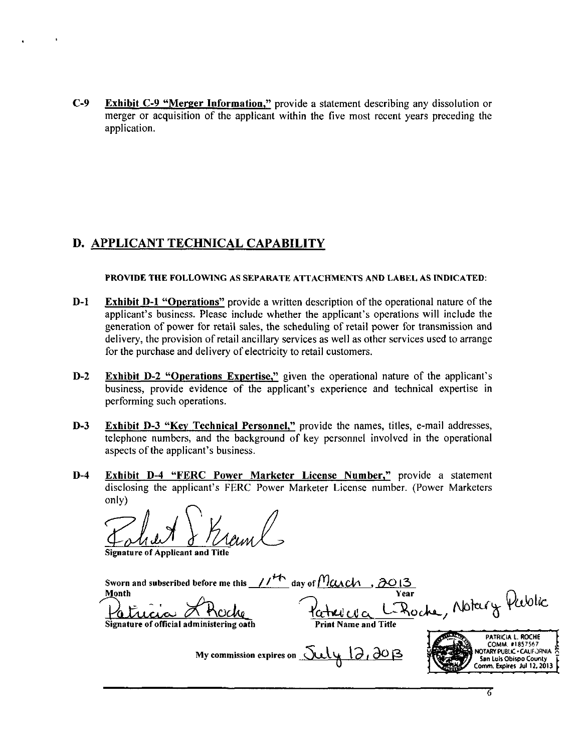**C-9** **Exhibit C-9 "Merger Information,"** provide a statement describing any dissolution or merger or acquisition of the applicant within the five most recent years preceding the application.

## D. APPLICANT TECHNICAL CAPABILITY

**PROVIDE THE FOLLOWING AS SEPARATE ATTACHMENTS AND LABEL AS INDICATED:**

**D-1** **Exhibit D-1 "Operations"** provide a written description of the operational nature of the applicant's business. Please include whether the applicant's operations will include the generation of power for retail sales, the scheduling of retail power for transmission and delivery, the provision of retail ancillary services as well as other services used to arrange for the purchase and delivery of electricity to retail customers.

**D-2** **Exhibit D-2 "Operations Expertise,"** given the operational nature of the applicant's business, provide evidence of the applicant's experience and technical expertise in performing such operations.

**D-3** **Exhibit D-3 "Key Technical Personnel,"** provide the names, titles, e-mail addresses, telephone numbers, and the background of key personnel involved in the operational aspects of the applicant's business.

**D-4** **Exhibit D-4 "FERC Power Marketer License Number,"** provide a statement disclosing the applicant's FERC Power Marketer License number. (Power Marketers only)

Robert S Kraml

**Signature of Applicant and Title**

**Sworn and subscribed before me this** 11th **day of** March , 2013
**Month** **Year**

Patricia L Roche
**Signature of official administering oath**

Patricia L. Roche, Notary Public
**Print Name and Title**

**My commission expires on** July 12, 2013

PATRICIA L. ROCHE
COMM. #1857567
NOTARY PUBLIC • CALIFORNIA
San Luis Obispo County
Comm. Expires Jul 12, 2013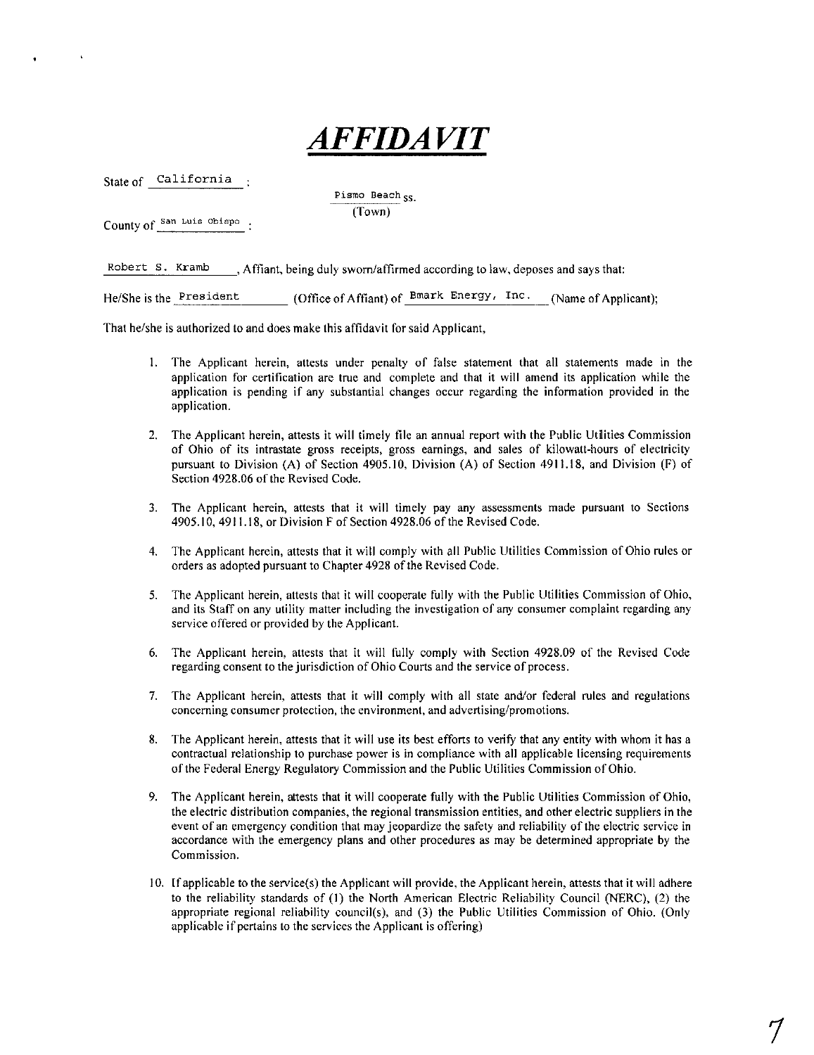# *AFFIDAVIT*

State of California :

Pismo Beach ss.
(Town)

County of San Luis Obispo :

Robert S. Kramb, Affiant, being duly sworn/affirmed according to law, deposes and says that:

He/She is the President (Office of Affiant) of Bmark Energy, Inc. (Name of Applicant);

That he/she is authorized to and does make this affidavit for said Applicant,

1. The Applicant herein, attests under penalty of false statement that all statements made in the application for certification are true and complete and that it will amend its application while the application is pending if any substantial changes occur regarding the information provided in the application.

2. The Applicant herein, attests it will timely file an annual report with the Public Utilities Commission of Ohio of its intrastate gross receipts, gross earnings, and sales of kilowatt-hours of electricity pursuant to Division (A) of Section 4905.10, Division (A) of Section 4911.18, and Division (F) of Section 4928.06 of the Revised Code.

3. The Applicant herein, attests that it will timely pay any assessments made pursuant to Sections 4905.10, 4911.18, or Division F of Section 4928.06 of the Revised Code.

4. The Applicant herein, attests that it will comply with all Public Utilities Commission of Ohio rules or orders as adopted pursuant to Chapter 4928 of the Revised Code.

5. The Applicant herein, attests that it will cooperate fully with the Public Utilities Commission of Ohio, and its Staff on any utility matter including the investigation of any consumer complaint regarding any service offered or provided by the Applicant.

6. The Applicant herein, attests that it will fully comply with Section 4928.09 of the Revised Code regarding consent to the jurisdiction of Ohio Courts and the service of process.

7. The Applicant herein, attests that it will comply with all state and/or federal rules and regulations concerning consumer protection, the environment, and advertising/promotions.

8. The Applicant herein, attests that it will use its best efforts to verify that any entity with whom it has a contractual relationship to purchase power is in compliance with all applicable licensing requirements of the Federal Energy Regulatory Commission and the Public Utilities Commission of Ohio.

9. The Applicant herein, attests that it will cooperate fully with the Public Utilities Commission of Ohio, the electric distribution companies, the regional transmission entities, and other electric suppliers in the event of an emergency condition that may jeopardize the safety and reliability of the electric service in accordance with the emergency plans and other procedures as may be determined appropriate by the Commission.

10. If applicable to the service(s) the Applicant will provide, the Applicant herein, attests that it will adhere to the reliability standards of (1) the North American Electric Reliability Council (NERC), (2) the appropriate regional reliability council(s), and (3) the Public Utilities Commission of Ohio. (Only applicable if pertains to the services the Applicant is offering)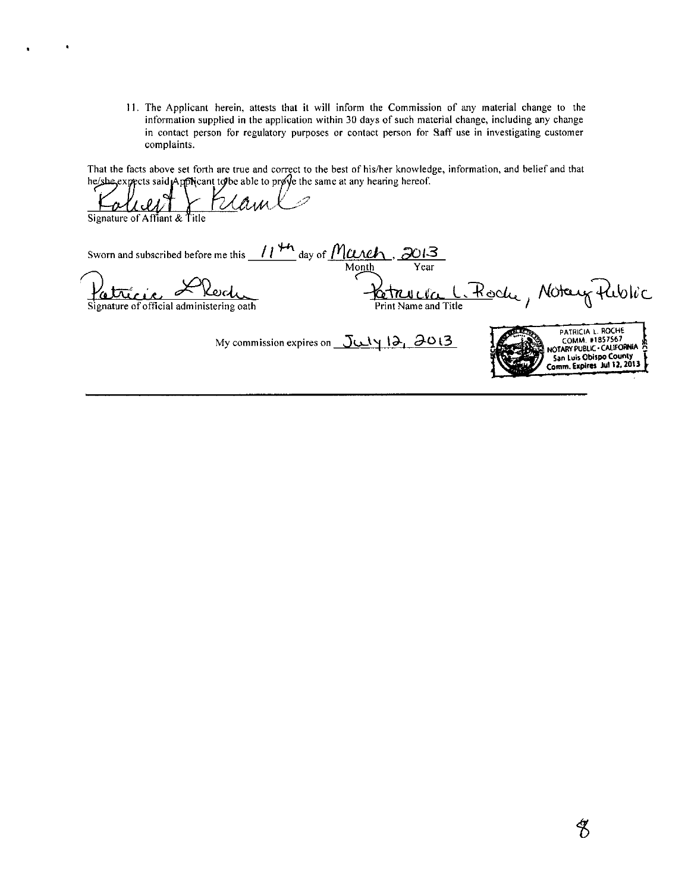11. The Applicant herein, attests that it will inform the Commission of any material change to the information supplied in the application within 30 days of such material change, including any change in contact person for regulatory purposes or contact person for Saff use in investigating customer complaints.

That the facts above set forth are true and correct to the best of his/her knowledge, information, and belief and that he/she expects said Applicant to be able to prove the same at any hearing hereof.

Robert J Kraml

Signature of Affiant & Title

Sworn and subscribed before me this 11th day of March, 2013
Month Year

Patricia L Roche

Signature of official administering oath

Patricia L. Roche, Notary Public

Print Name and Title

My commission expires on July 12, 2013

PATRICIA L. ROCHE
COMM. #1857567
NOTARY PUBLIC - CALIFORNIA
San Luis Obispo County
Comm. Expires Jul 12, 2013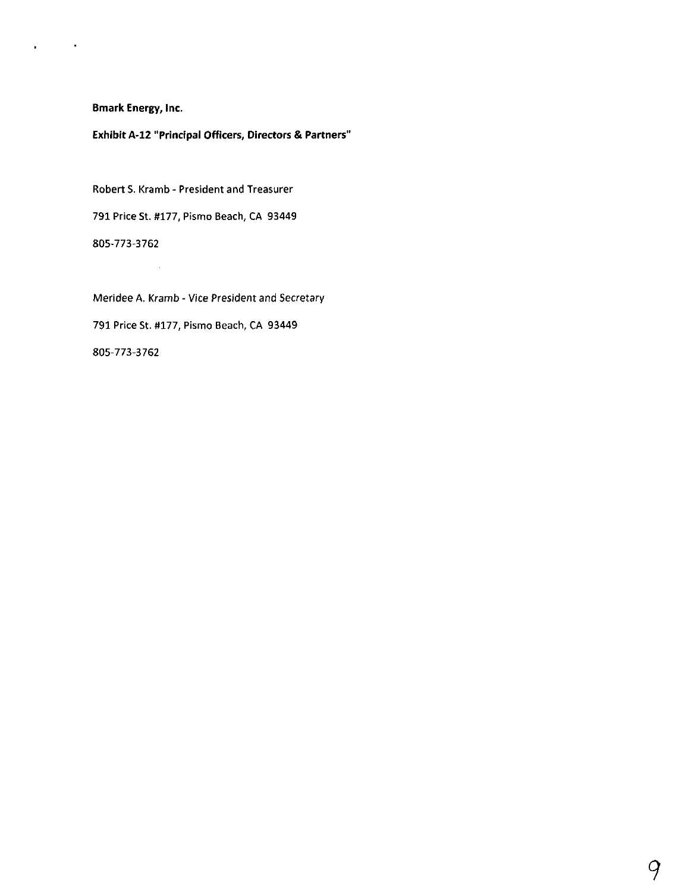**Bmark Energy, Inc.**

**Exhibit A-12 "Principal Officers, Directors & Partners"**

Robert S. Kramb - President and Treasurer

791 Price St. #177, Pismo Beach, CA 93449

805-773-3762

Meridee A. Kramb - Vice President and Secretary

791 Price St. #177, Pismo Beach, CA 93449

805-773-3762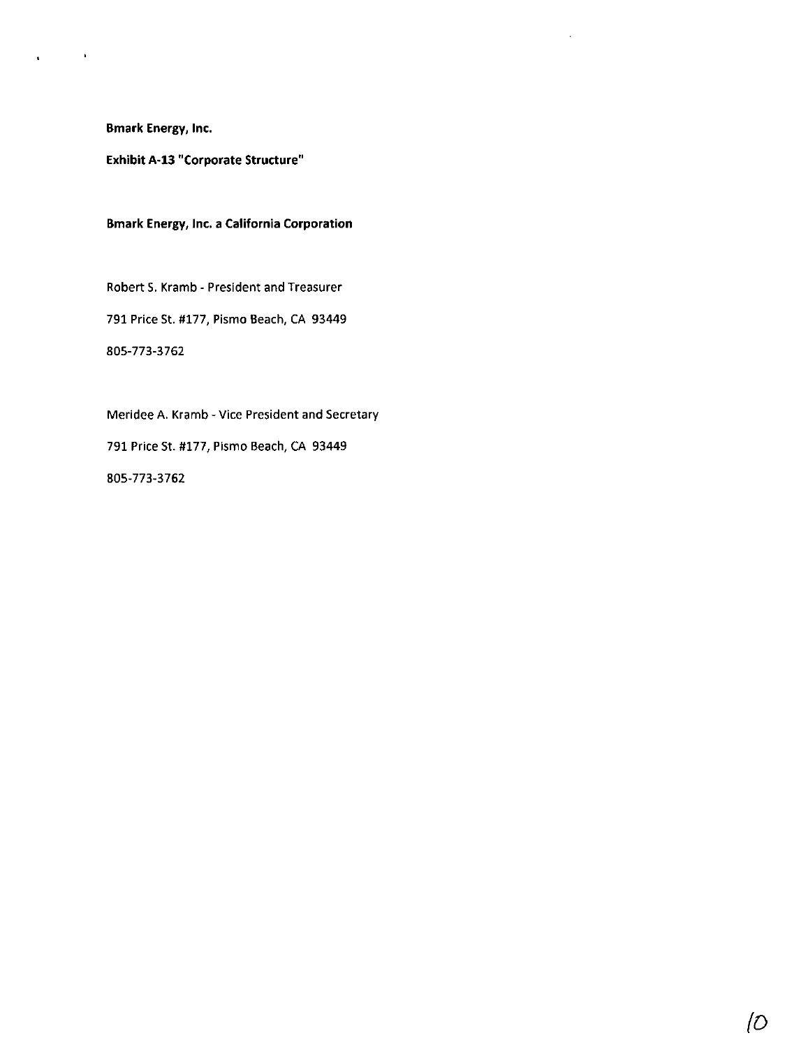**Bmark Energy, Inc.**

**Exhibit A-13 "Corporate Structure"**

**Bmark Energy, Inc. a California Corporation**

Robert S. Kramb - President and Treasurer

791 Price St. #177, Pismo Beach, CA 93449

805-773-3762

Meridee A. Kramb - Vice President and Secretary

791 Price St. #177, Pismo Beach, CA 93449

805-773-3762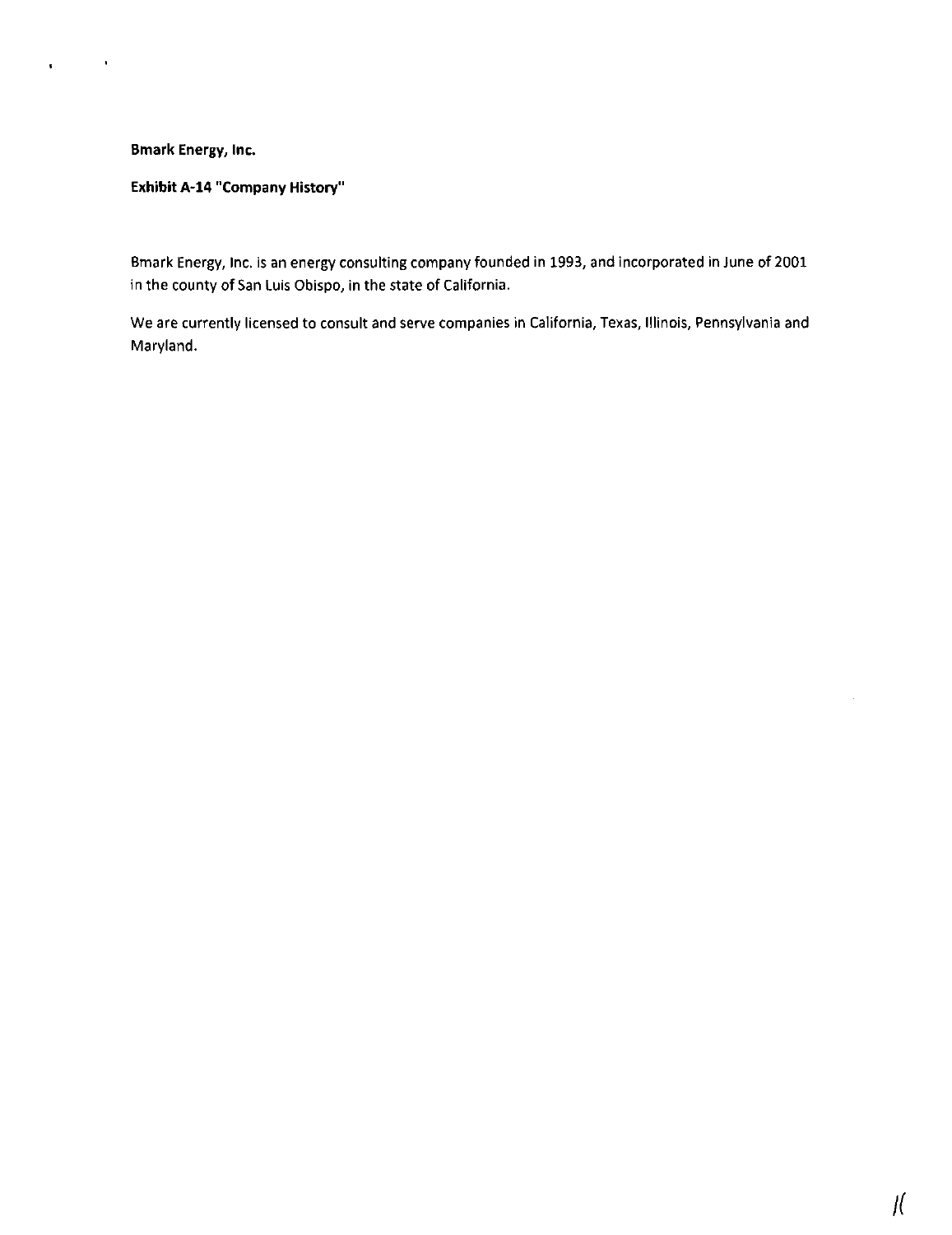**Bmark Energy, Inc.**

**Exhibit A-14 "Company History"**

Bmark Energy, Inc. is an energy consulting company founded in 1993, and incorporated in June of 2001 in the county of San Luis Obispo, in the state of California.

We are currently licensed to consult and serve companies in California, Texas, Illinois, Pennsylvania and Maryland.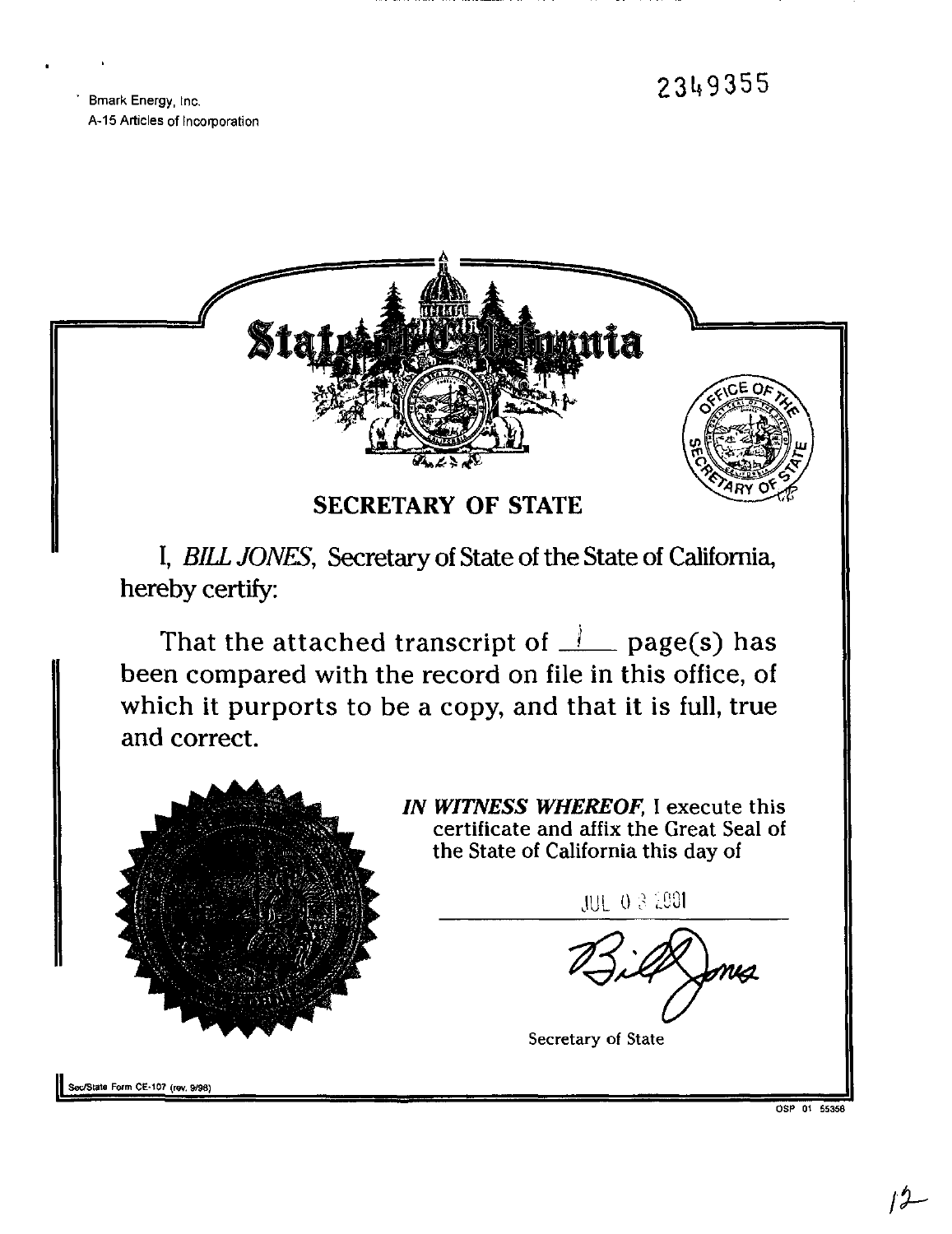Bmark Energy, Inc.
A-15 Articles of Incorporation

2349355

# State of California

## SECRETARY OF STATE

I, *BILL JONES*, Secretary of State of the State of California, hereby certify:

That the attached transcript of 1 page(s) has been compared with the record on file in this office, of which it purports to be a copy, and that it is full, true and correct.

***IN WITNESS WHEREOF***, I execute this certificate and affix the Great Seal of the State of California this day of

JUL 03 2001

Bill Jones

Secretary of State

Sec/State Form CE-107 (rev. 9/98)

OSP 01 55358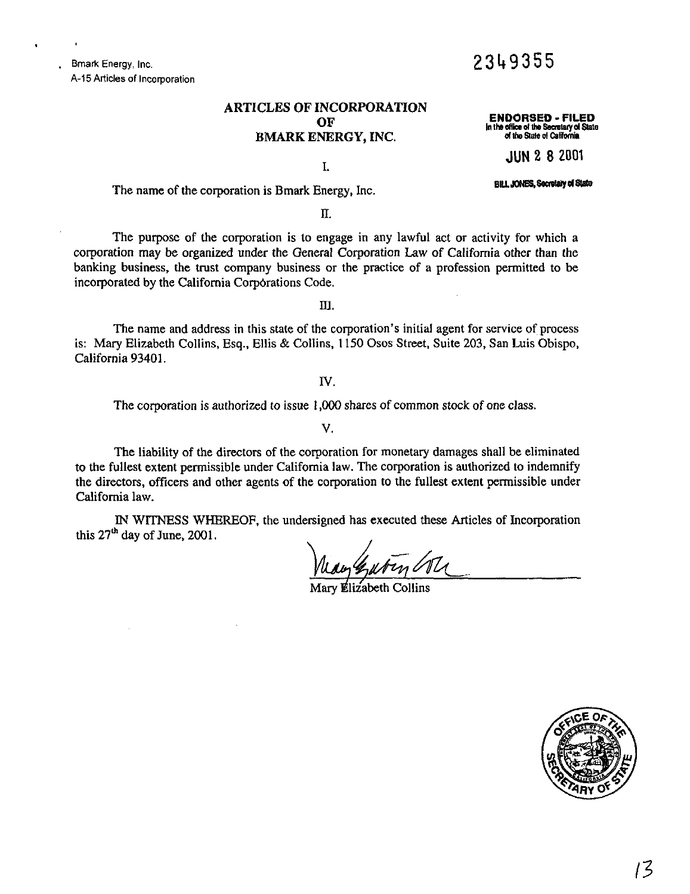Bmark Energy, Inc.
A-15 Articles of Incorporation

2349355

# ARTICLES OF INCORPORATION OF BMARK ENERGY, INC.

**ENDORSED - FILED**
In the office of the Secretary of State of the State of California

JUN 28 2001

BILL JONES, Secretary of State

I.

The name of the corporation is Bmark Energy, Inc.

II.

The purpose of the corporation is to engage in any lawful act or activity for which a corporation may be organized under the General Corporation Law of California other than the banking business, the trust company business or the practice of a profession permitted to be incorporated by the California Corporations Code.

III.

The name and address in this state of the corporation's initial agent for service of process is: Mary Elizabeth Collins, Esq., Ellis & Collins, 1150 Osos Street, Suite 203, San Luis Obispo, California 93401.

IV.

The corporation is authorized to issue 1,000 shares of common stock of one class.

V.

The liability of the directors of the corporation for monetary damages shall be eliminated to the fullest extent permissible under California law. The corporation is authorized to indemnify the directors, officers and other agents of the corporation to the fullest extent permissible under California law.

IN WITNESS WHEREOF, the undersigned has executed these Articles of Incorporation this 27th day of June, 2001.

Mary Elizabeth Collins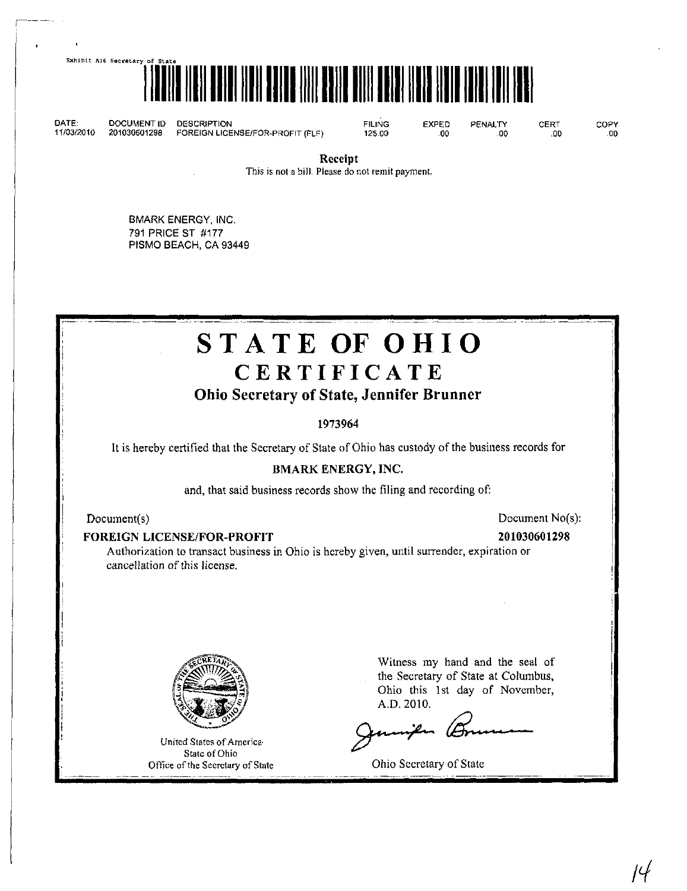Exhibit A16 Secretary of State

| DATE: | DOCUMENT ID | DESCRIPTION | FILING | EXPED | PENALTY | CERT | COPY |
|---|---|---|---|---|---|---|---|
| 11/03/2010 | 201030601298 | FOREIGN LICENSE/FOR-PROFIT (FLF) | 125.00 | .00 | .00 | .00 | .00 |

**Receipt**

This is not a bill. Please do not remit payment.

BMARK ENERGY, INC.
791 PRICE ST #177
PISMO BEACH, CA 93449

# STATE OF OHIO

## CERTIFICATE

### Ohio Secretary of State, Jennifer Brunner

1973964

It is hereby certified that the Secretary of State of Ohio has custody of the business records for

**BMARK ENERGY, INC.**

and, that said business records show the filing and recording of:

| Document(s) | Document No(s): |
|---|---|
| **FOREIGN LICENSE/FOR-PROFIT** | **201030601298** |

Authorization to transact business in Ohio is hereby given, until surrender, expiration or cancellation of this license.

United States of America
State of Ohio
Office of the Secretary of State

Witness my hand and the seal of the Secretary of State at Columbus, Ohio this 1st day of November, A.D. 2010.

Ohio Secretary of State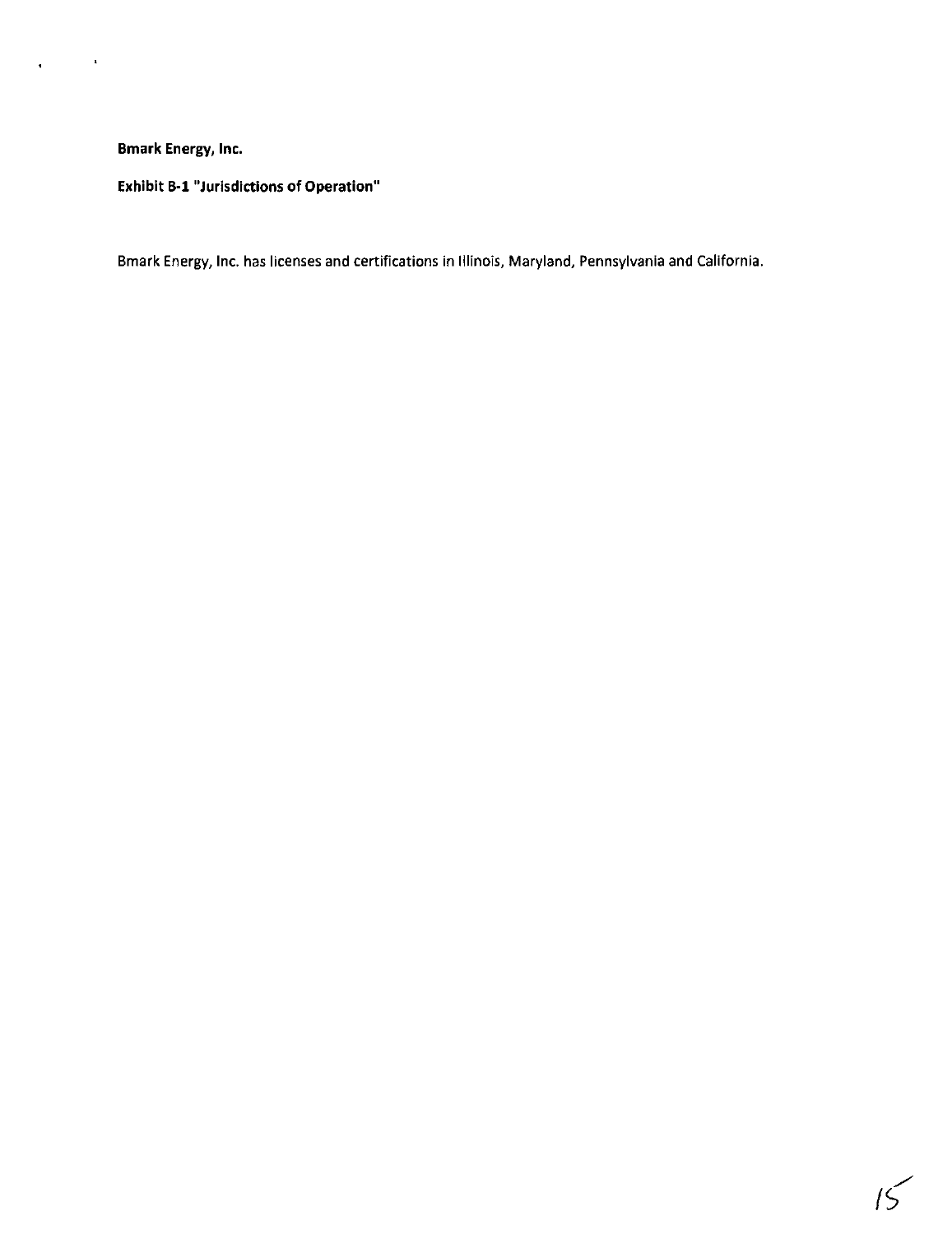**Bmark Energy, Inc.**

**Exhibit B-1 "Jurisdictions of Operation"**

Bmark Energy, Inc. has licenses and certifications in Illinois, Maryland, Pennsylvania and California.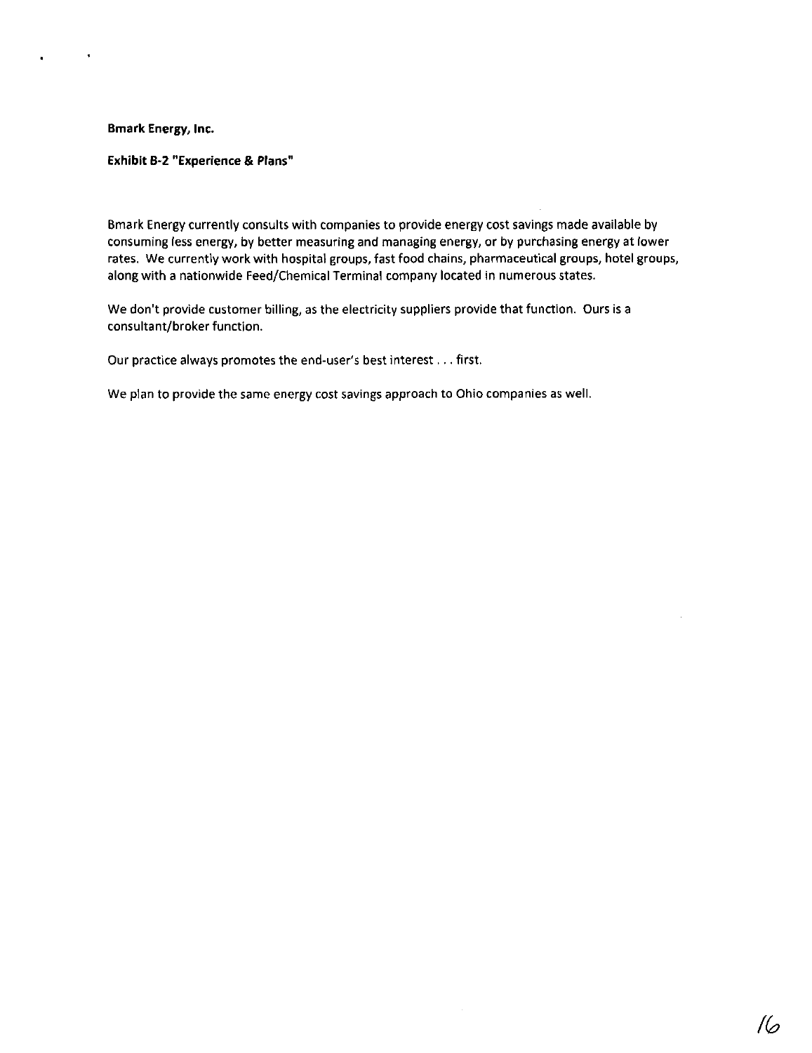**Bmark Energy, Inc.**

**Exhibit B-2 "Experience & Plans"**

Bmark Energy currently consults with companies to provide energy cost savings made available by consuming less energy, by better measuring and managing energy, or by purchasing energy at lower rates. We currently work with hospital groups, fast food chains, pharmaceutical groups, hotel groups, along with a nationwide Feed/Chemical Terminal company located in numerous states.

We don't provide customer billing, as the electricity suppliers provide that function. Ours is a consultant/broker function.

Our practice always promotes the end-user's best interest . . . first.

We plan to provide the same energy cost savings approach to Ohio companies as well.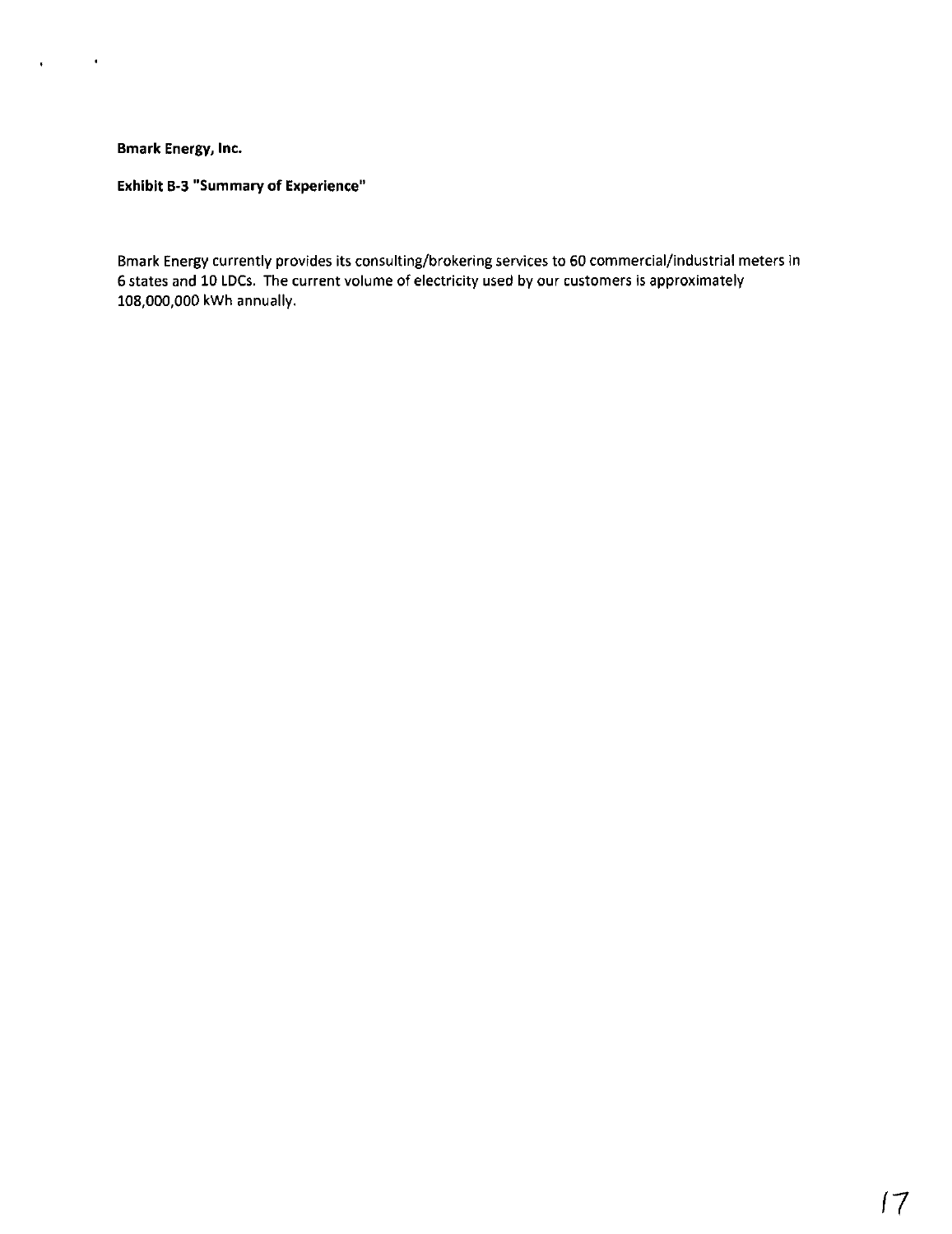**Bmark Energy, Inc.**

**Exhibit B-3 "Summary of Experience"**

Bmark Energy currently provides its consulting/brokering services to 60 commercial/industrial meters in 6 states and 10 LDCs. The current volume of electricity used by our customers is approximately 108,000,000 kWh annually.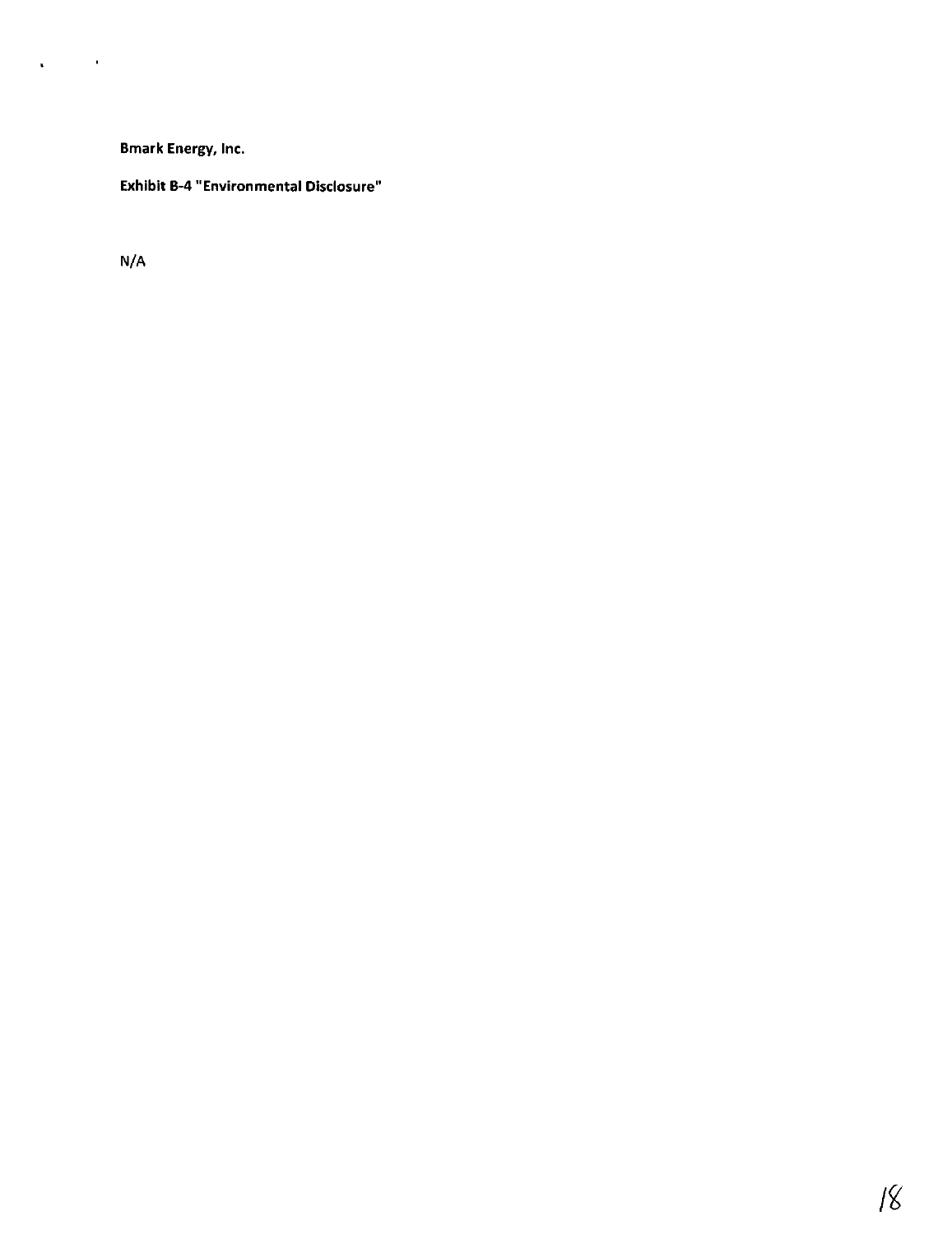**Bmark Energy, Inc.**

**Exhibit B-4 "Environmental Disclosure"**

N/A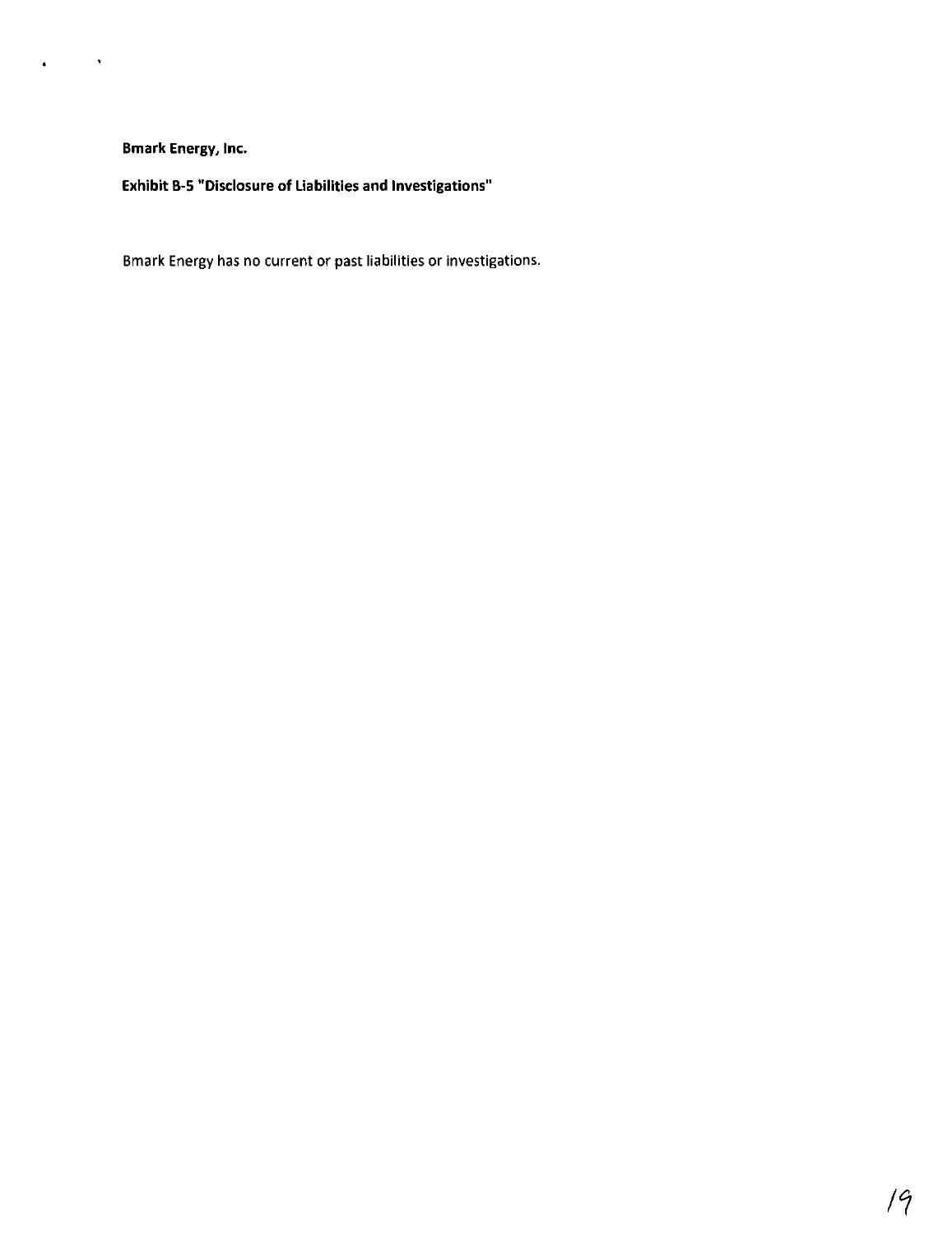**Bmark Energy, Inc.**

**Exhibit B-5 "Disclosure of Liabilities and Investigations"**

Bmark Energy has no current or past liabilities or investigations.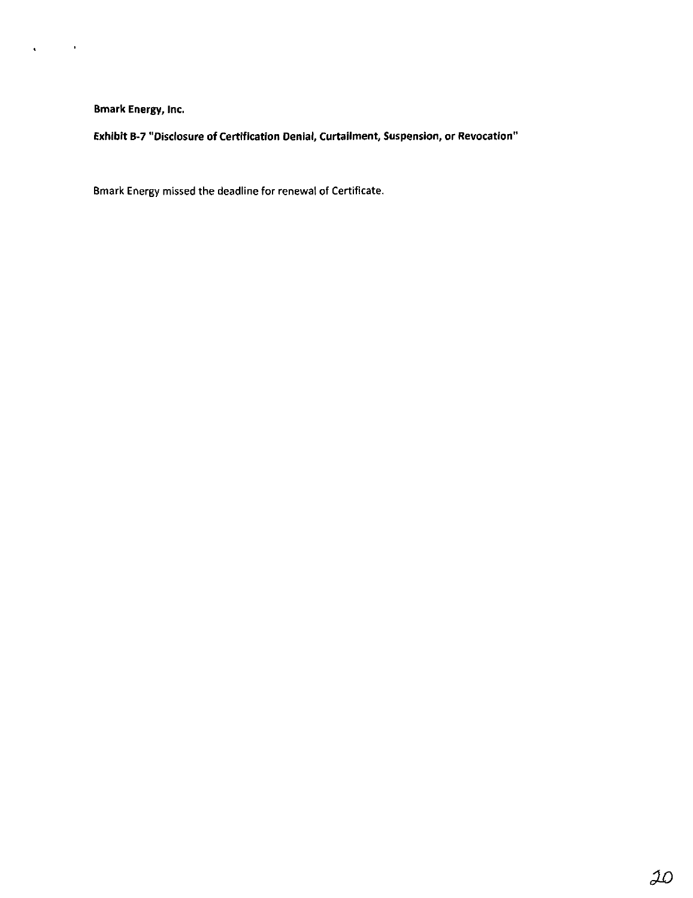**Bmark Energy, Inc.**

**Exhibit B-7 "Disclosure of Certification Denial, Curtailment, Suspension, or Revocation"**

Bmark Energy missed the deadline for renewal of Certificate.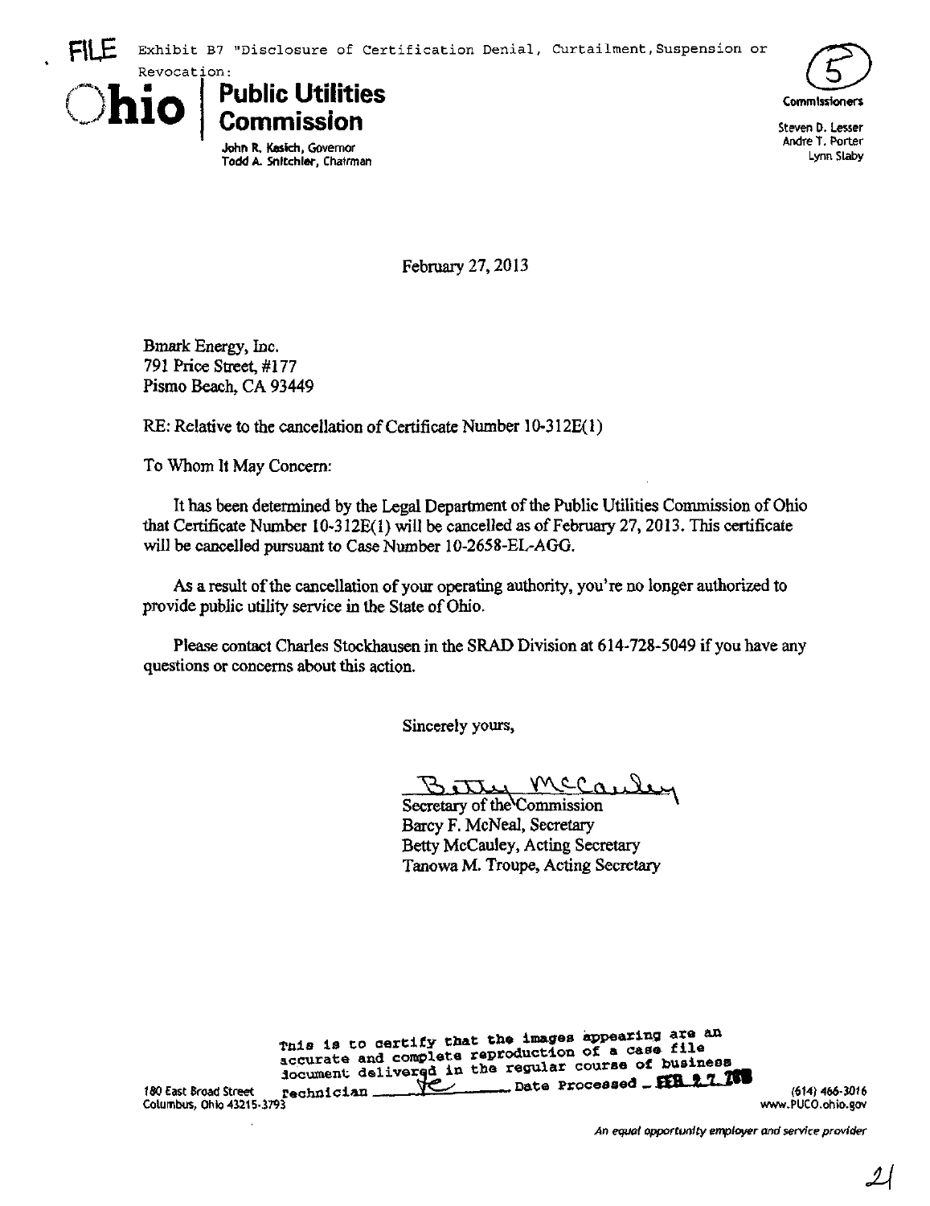FILE Exhibit B7 "Disclosure of Certification Denial, Curtailment, Suspension or Revocation:

**Ohio | Public Utilities Commission**

John R. Kasich, Governor
Todd A. Snitchler, Chairman

(5)

Commissioners

Steven D. Lesser
Andre T. Porter
Lynn Slaby

February 27, 2013

Bmark Energy, Inc.
791 Price Street, #177
Pismo Beach, CA 93449

RE: Relative to the cancellation of Certificate Number 10-312E(1)

To Whom It May Concern:

It has been determined by the Legal Department of the Public Utilities Commission of Ohio that Certificate Number 10-312E(1) will be cancelled as of February 27, 2013. This certificate will be cancelled pursuant to Case Number 10-2658-EL-AGG.

As a result of the cancellation of your operating authority, you're no longer authorized to provide public utility service in the State of Ohio.

Please contact Charles Stockhausen in the SRAD Division at 614-728-5049 if you have any questions or concerns about this action.

Sincerely yours,

Betty McCauley

Secretary of the Commission
Barcy F. McNeal, Secretary
Betty McCauley, Acting Secretary
Tanowa M. Troupe, Acting Secretary

This is to certify that the images appearing are an accurate and complete reproduction of a case file document delivered in the regular course of business
Technician ____ Date Processed FEB 27 2013

180 East Broad Street
Columbus, Ohio 43215-3793

(614) 466-3016
www.PUCO.ohio.gov

*An equal opportunity employer and service provider*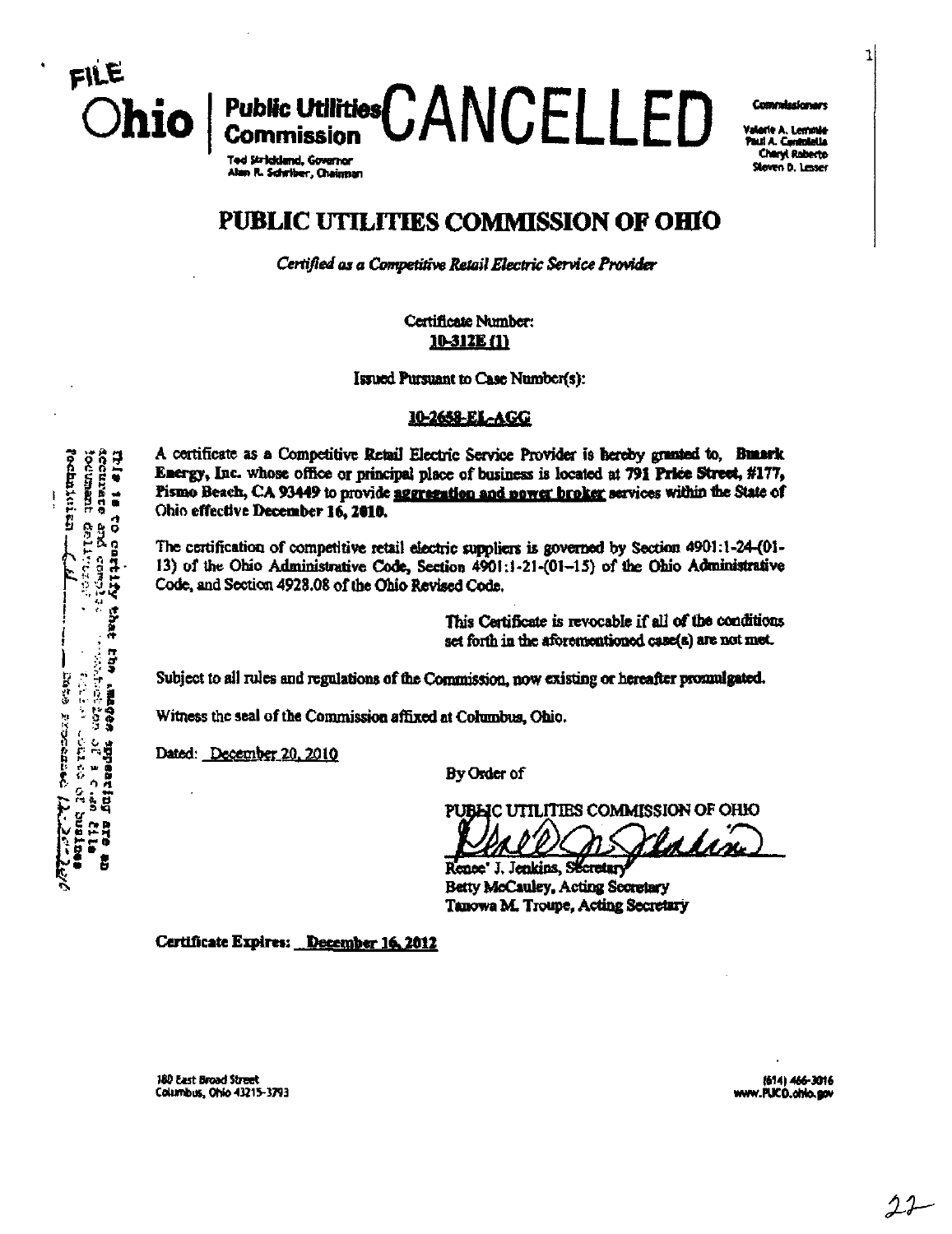FILE

Ohio | Public Utilities Commission CANCELLED

Ted Strickland, Governor
Alan R. Schriber, Chairman

Commissioners

Valerie A. Lemmie
Paul A. Centolella
Cheryl Roberto
Steven D. Lesser

# PUBLIC UTILITIES COMMISSION OF OHIO

*Certified as a Competitive Retail Electric Service Provider*

Certificate Number:
10-312E (1)

Issued Pursuant to Case Number(s):

10-2658-EL-AGG

A certificate as a Competitive Retail Electric Service Provider is hereby granted to, **Bmark Energy, Inc.** whose office or principal place of business is located at **791 Price Street, #177, Pismo Beach, CA 93449** to provide **aggregation and power broker** services within the State of Ohio effective **December 16, 2010.**

The certification of competitive retail electric suppliers is governed by Section 4901:1-24-(01-13) of the Ohio Administrative Code, Section 4901:1-21-(01-15) of the Ohio Administrative Code, and Section 4928.08 of the Ohio Revised Code.

This Certificate is revocable if all of the conditions set forth in the aforementioned case(s) are not met.

Subject to all rules and regulations of the Commission, now existing or hereafter promulgated.

Witness the seal of the Commission affixed at Columbus, Ohio.

Dated: December 20, 2010

By Order of

PUBLIC UTILITIES COMMISSION OF OHIO

Renee' J. Jenkins, Secretary
Betty McCauley, Acting Secretary
Tanowa M. Troupe, Acting Secretary

**Certificate Expires: December 16, 2012**

180 East Broad Street
Columbus, Ohio 43215-3793

(614) 466-3016
www.PUCO.ohio.gov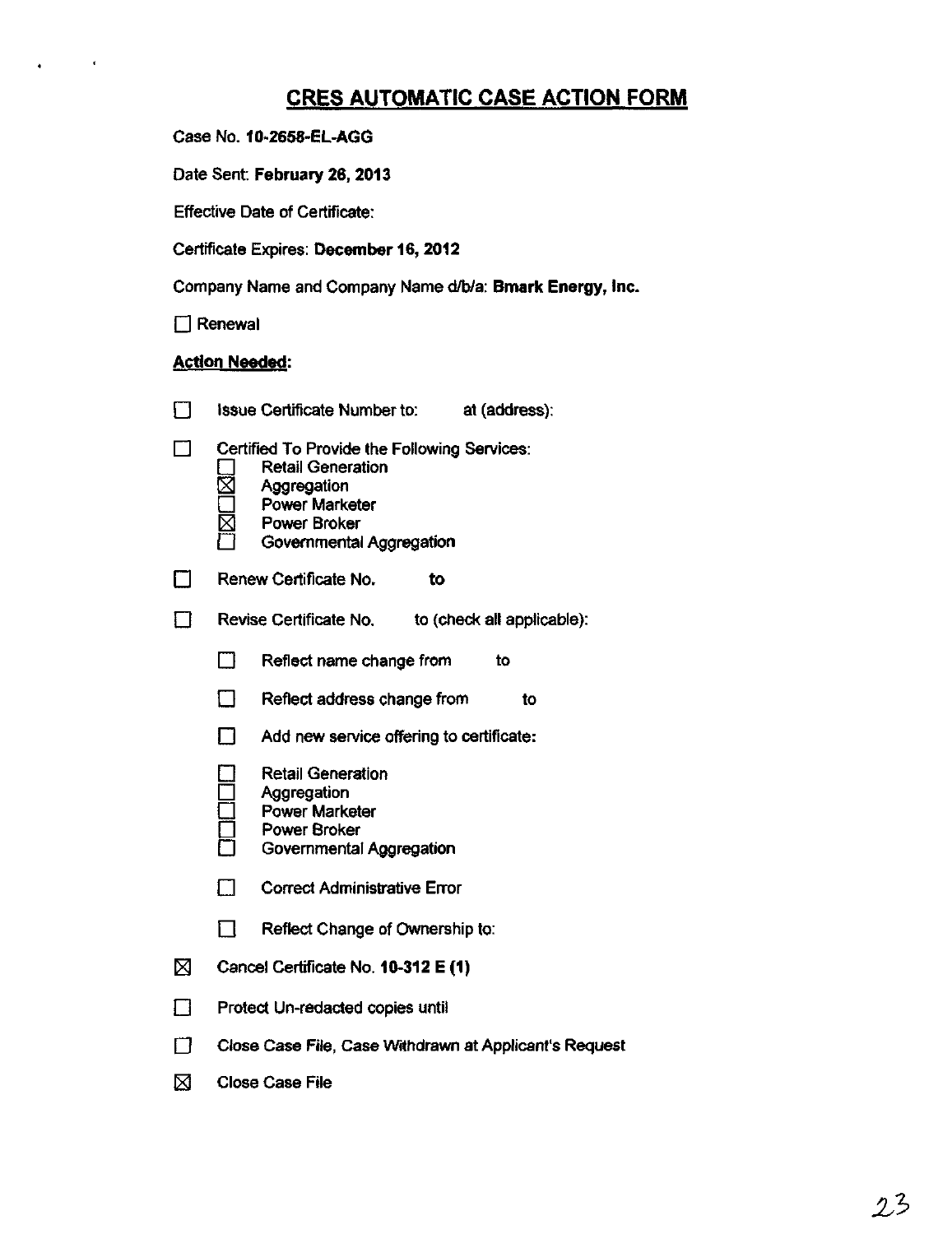# CRES AUTOMATIC CASE ACTION FORM

Case No. **10-2658-EL-AGG**

Date Sent: **February 26, 2013**

Effective Date of Certificate:

Certificate Expires: **December 16, 2012**

Company Name and Company Name d/b/a: **Bmark Energy, Inc.**

☐ Renewal

**Action Needed:**

☐ Issue Certificate Number to: at (address):

☐ Certified To Provide the Following Services:
- ☐ Retail Generation
- ☒ Aggregation
- ☐ Power Marketer
- ☒ Power Broker
- ☐ Governmental Aggregation

☐ Renew Certificate No. **to**

☐ Revise Certificate No. to (check all applicable):

- ☐ Reflect name change from to
- ☐ Reflect address change from to
- ☐ Add new service offering to certificate:
  - ☐ Retail Generation
  - ☐ Aggregation
  - ☐ Power Marketer
  - ☐ Power Broker
  - ☐ Governmental Aggregation
- ☐ Correct Administrative Error
- ☐ Reflect Change of Ownership to:

☒ Cancel Certificate No. **10-312 E (1)**

☐ Protect Un-redacted copies until

☐ Close Case File, Case Withdrawn at Applicant's Request

☒ Close Case File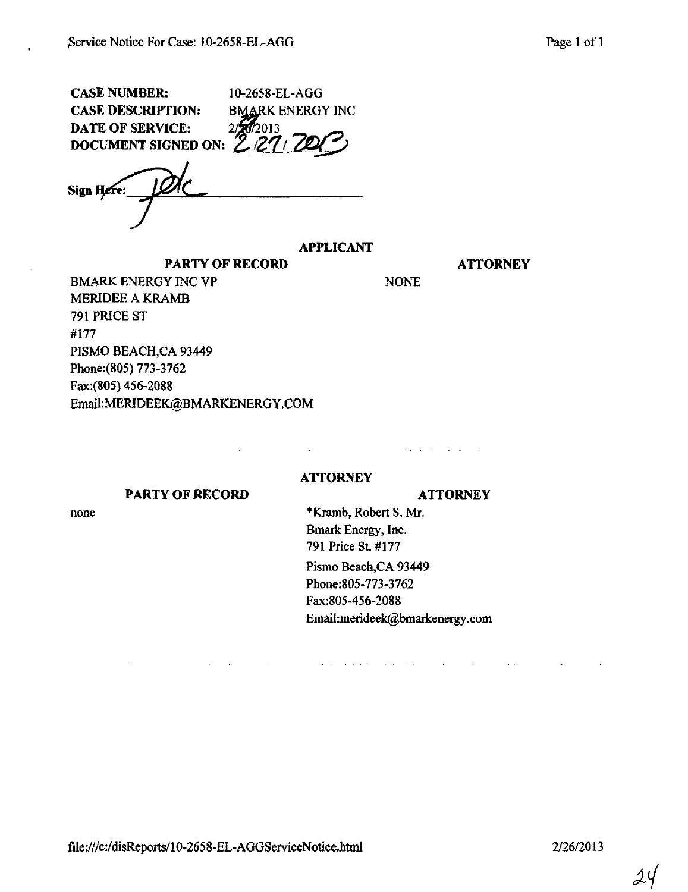**CASE NUMBER:** 10-2658-EL-AGG
**CASE DESCRIPTION:** BMARK ENERGY INC
**DATE OF SERVICE:** 2/26/2013
**DOCUMENT SIGNED ON:** 2/27/2013

Sign Here: ______

**APPLICANT**

| PARTY OF RECORD | ATTORNEY |
| --- | --- |
| BMARK ENERGY INC VP<br>MERIDEE A KRAMB<br>791 PRICE ST<br>#177<br>PISMO BEACH,CA 93449<br>Phone:(805) 773-3762<br>Fax:(805) 456-2088<br>Email:MERIDEEK@BMARKENERGY.COM | NONE |

**ATTORNEY**

| PARTY OF RECORD | ATTORNEY |
| --- | --- |
| none | *Kramb, Robert S. Mr.<br>Bmark Energy, Inc.<br>791 Price St. #177<br>Pismo Beach,CA 93449<br>Phone:805-773-3762<br>Fax:805-456-2088<br>Email:merideek@bmarkenergy.com |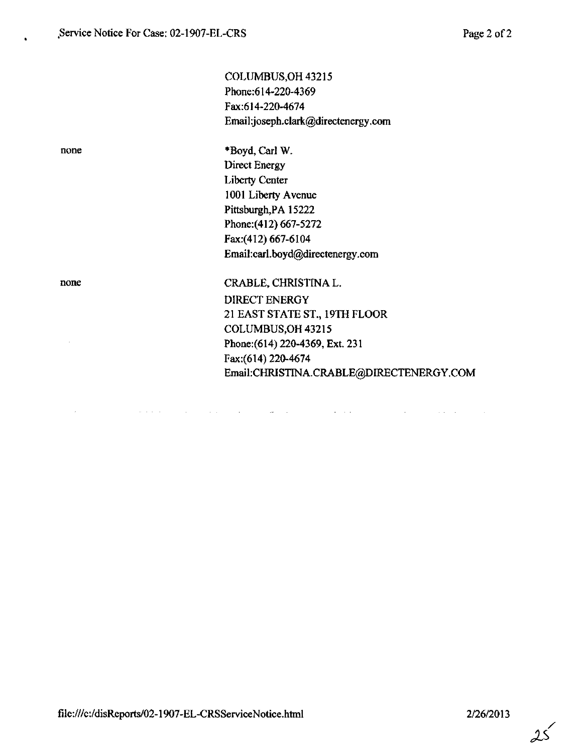COLUMBUS,OH 43215
Phone:614-220-4369
Fax:614-220-4674
Email:joseph.clark@directenergy.com

| | |
|---|---|
| none | *Boyd, Carl W.<br>Direct Energy<br>Liberty Center<br>1001 Liberty Avenue<br>Pittsburgh,PA 15222<br>Phone:(412) 667-5272<br>Fax:(412) 667-6104<br>Email:carl.boyd@directenergy.com |
| none | CRABLE, CHRISTINA L.<br>DIRECT ENERGY<br>21 EAST STATE ST., 19TH FLOOR<br>COLUMBUS,OH 43215<br>Phone:(614) 220-4369, Ext. 231<br>Fax:(614) 220-4674<br>Email:CHRISTINA.CRABLE@DIRECTENERGY.COM |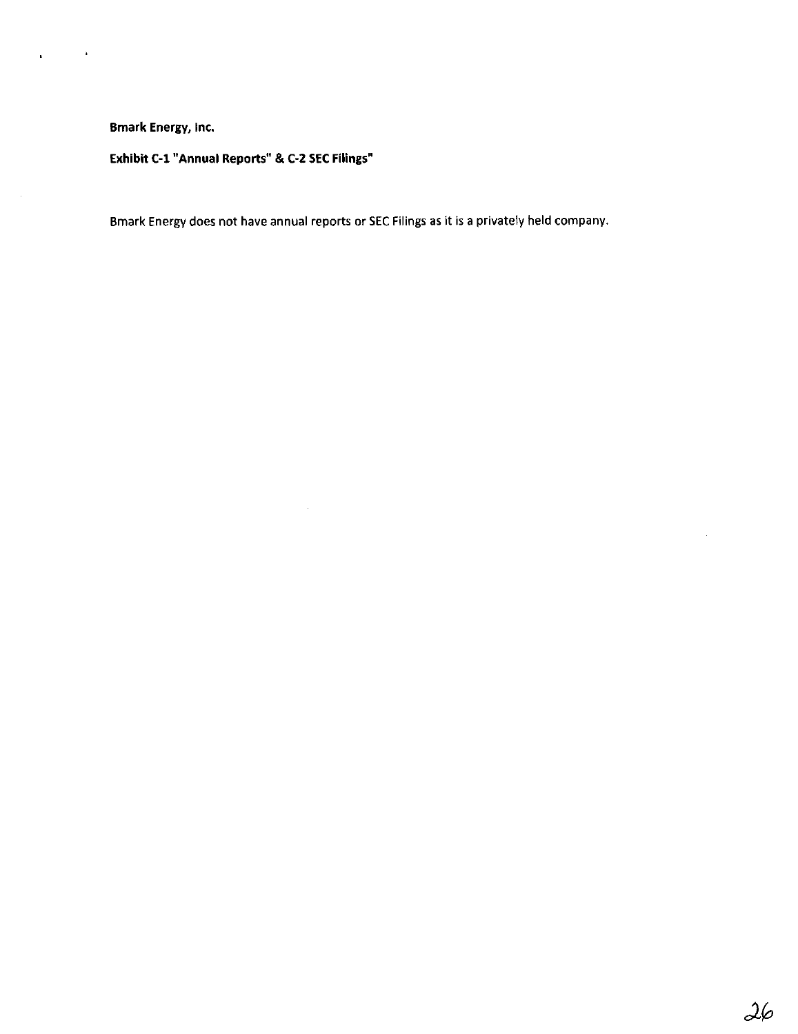**Bmark Energy, Inc.**

**Exhibit C-1 "Annual Reports" & C-2 SEC Filings"**

Bmark Energy does not have annual reports or SEC Filings as it is a privately held company.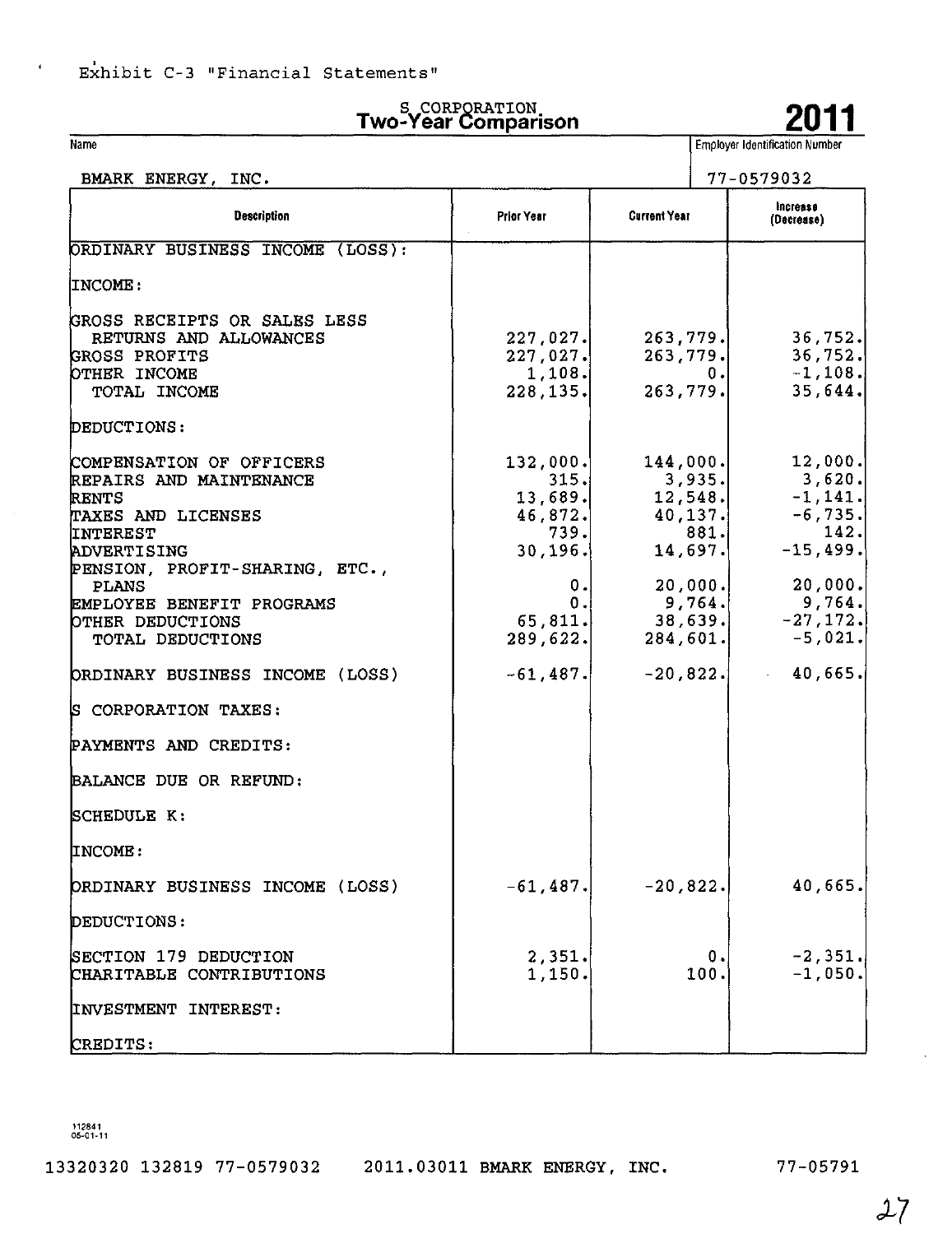Exhibit C-3 "Financial Statements"

# S CORPORATION
# Two-Year Comparison

# 2011

| Name | Employer Identification Number |
|---|---|
| BMARK ENERGY, INC. | 77-0579032 |

| Description | Prior Year | Current Year | Increase (Decrease) |
|---|---|---|---|
| ORDINARY BUSINESS INCOME (LOSS): | | | |
| INCOME: | | | |
| GROSS RECEIPTS OR SALES LESS RETURNS AND ALLOWANCES | 227,027. | 263,779. | 36,752. |
| GROSS PROFITS | 227,027. | 263,779. | 36,752. |
| OTHER INCOME | 1,108. | 0. | -1,108. |
| TOTAL INCOME | 228,135. | 263,779. | 35,644. |
| DEDUCTIONS: | | | |
| COMPENSATION OF OFFICERS | 132,000. | 144,000. | 12,000. |
| REPAIRS AND MAINTENANCE | 315. | 3,935. | 3,620. |
| RENTS | 13,689. | 12,548. | -1,141. |
| TAXES AND LICENSES | 46,872. | 40,137. | -6,735. |
| INTEREST | 739. | 881. | 142. |
| ADVERTISING | 30,196. | 14,697. | -15,499. |
| PENSION, PROFIT-SHARING, ETC., PLANS | 0. | 20,000. | 20,000. |
| EMPLOYEE BENEFIT PROGRAMS | 0. | 9,764. | 9,764. |
| OTHER DEDUCTIONS | 65,811. | 38,639. | -27,172. |
| TOTAL DEDUCTIONS | 289,622. | 284,601. | -5,021. |
| ORDINARY BUSINESS INCOME (LOSS) | -61,487. | -20,822. | 40,665. |
| S CORPORATION TAXES: | | | |
| PAYMENTS AND CREDITS: | | | |
| BALANCE DUE OR REFUND: | | | |
| SCHEDULE K: | | | |
| INCOME: | | | |
| ORDINARY BUSINESS INCOME (LOSS) | -61,487. | -20,822. | 40,665. |
| DEDUCTIONS: | | | |
| SECTION 179 DEDUCTION | 2,351. | 0. | -2,351. |
| CHARITABLE CONTRIBUTIONS | 1,150. | 100. | -1,050. |
| INVESTMENT INTEREST: | | | |
| CREDITS: | | | |

112841
05-01-11

13320320 132819 77-0579032 2011.03011 BMARK ENERGY, INC. 77-05791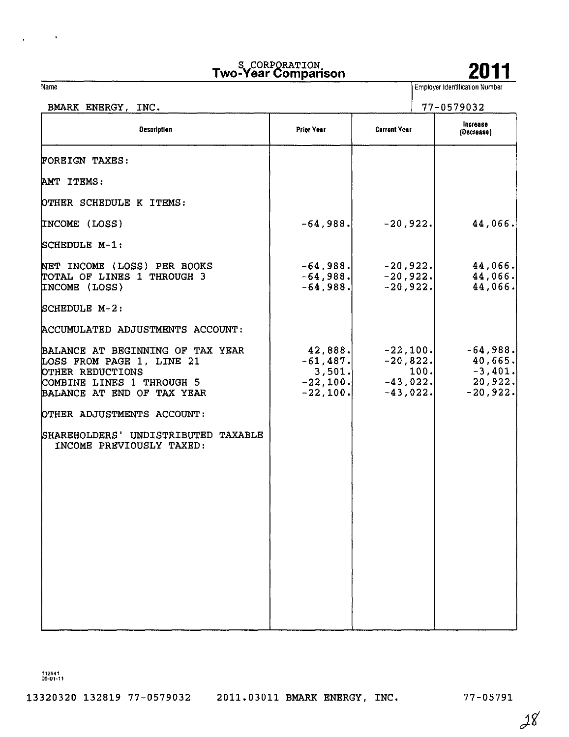# S CORPORATION
# Two-Year Comparison

**2011**

| Name | Employer Identification Number |
|---|---|
| BMARK ENERGY, INC. | 77-0579032 |

| Description | Prior Year | Current Year | Increase (Decrease) |
|---|---|---|---|
| FOREIGN TAXES: | | | |
| AMT ITEMS: | | | |
| OTHER SCHEDULE K ITEMS: | | | |
| INCOME (LOSS) | -64,988. | -20,922. | 44,066. |
| SCHEDULE M-1: | | | |
| NET INCOME (LOSS) PER BOOKS | -64,988. | -20,922. | 44,066. |
| TOTAL OF LINES 1 THROUGH 3 | -64,988. | -20,922. | 44,066. |
| INCOME (LOSS) | -64,988. | -20,922. | 44,066. |
| SCHEDULE M-2: | | | |
| ACCUMULATED ADJUSTMENTS ACCOUNT: | | | |
| BALANCE AT BEGINNING OF TAX YEAR | 42,888. | -22,100. | -64,988. |
| LOSS FROM PAGE 1, LINE 21 | -61,487. | -20,822. | 40,665. |
| OTHER REDUCTIONS | 3,501. | 100. | -3,401. |
| COMBINE LINES 1 THROUGH 5 | -22,100. | -43,022. | -20,922. |
| BALANCE AT END OF TAX YEAR | -22,100. | -43,022. | -20,922. |
| OTHER ADJUSTMENTS ACCOUNT: | | | |
| SHAREHOLDERS' UNDISTRIBUTED TAXABLE INCOME PREVIOUSLY TAXED: | | | |

112841
05-01-11

13320320 132819 77-0579032 2011.03011 BMARK ENERGY, INC. 77-05791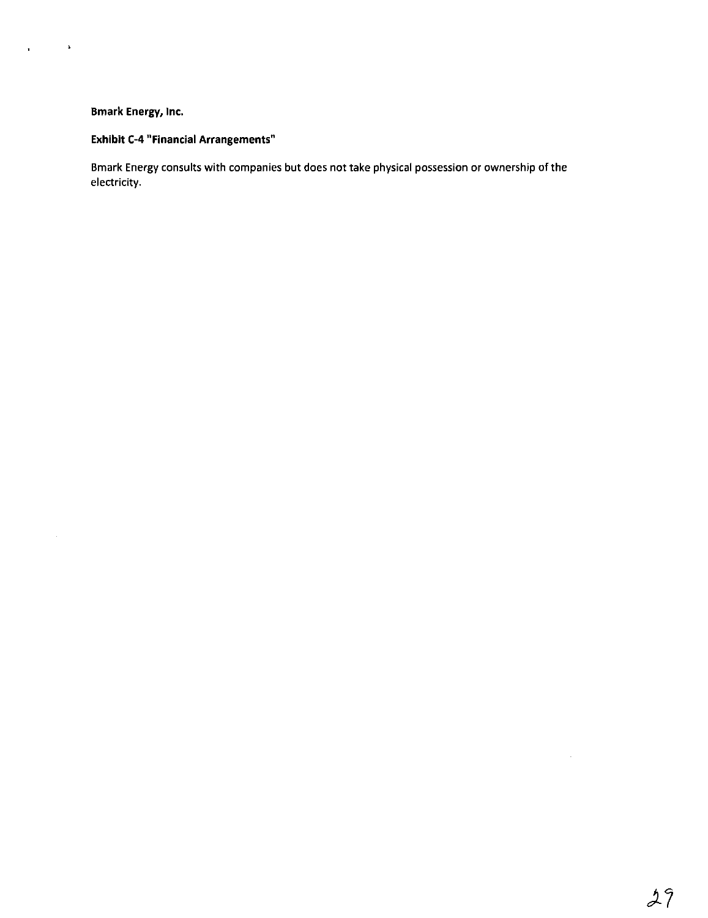**Bmark Energy, Inc.**

**Exhibit C-4 "Financial Arrangements"**

Bmark Energy consults with companies but does not take physical possession or ownership of the electricity.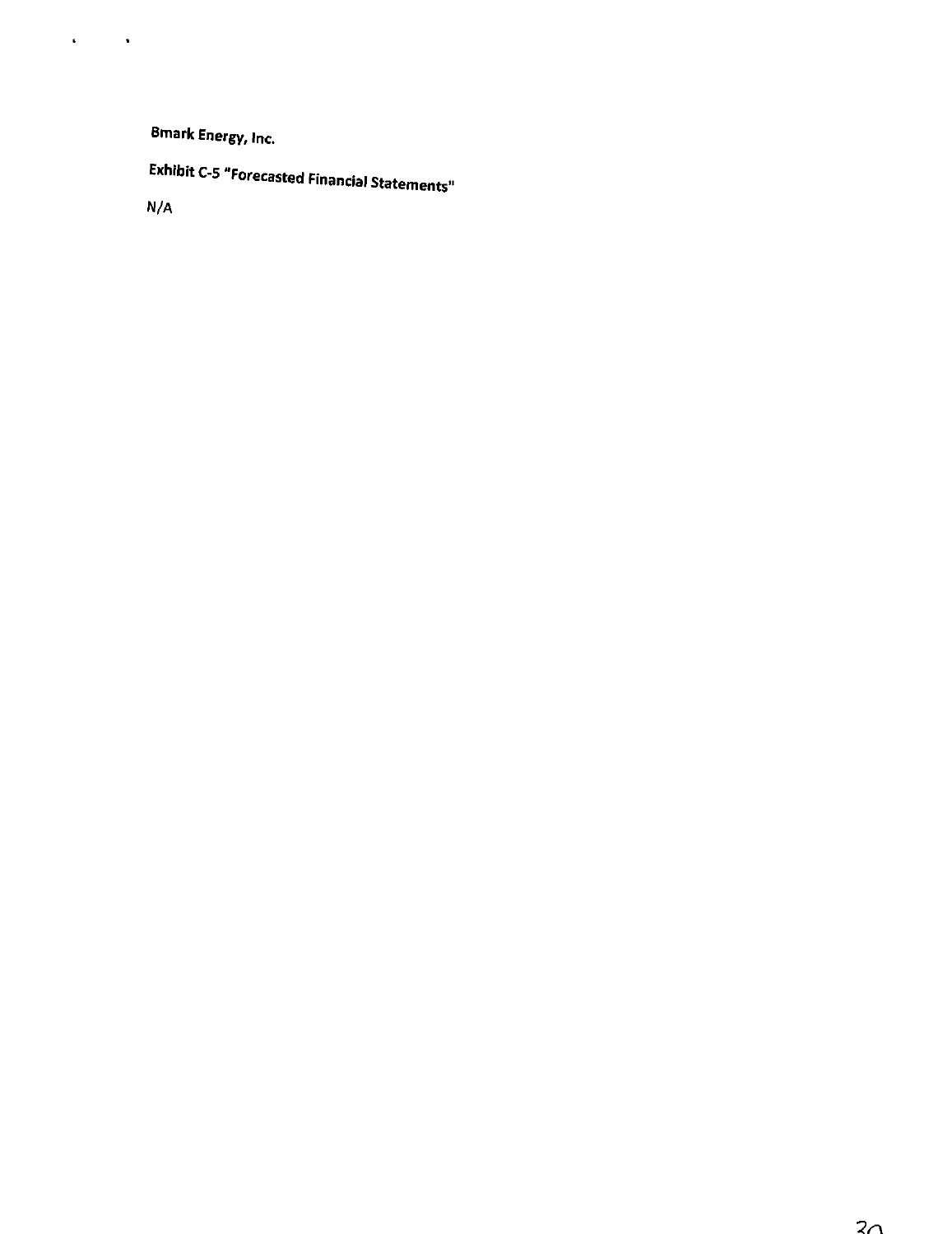Bmark Energy, Inc.

Exhibit C-5 "Forecasted Financial Statements"

N/A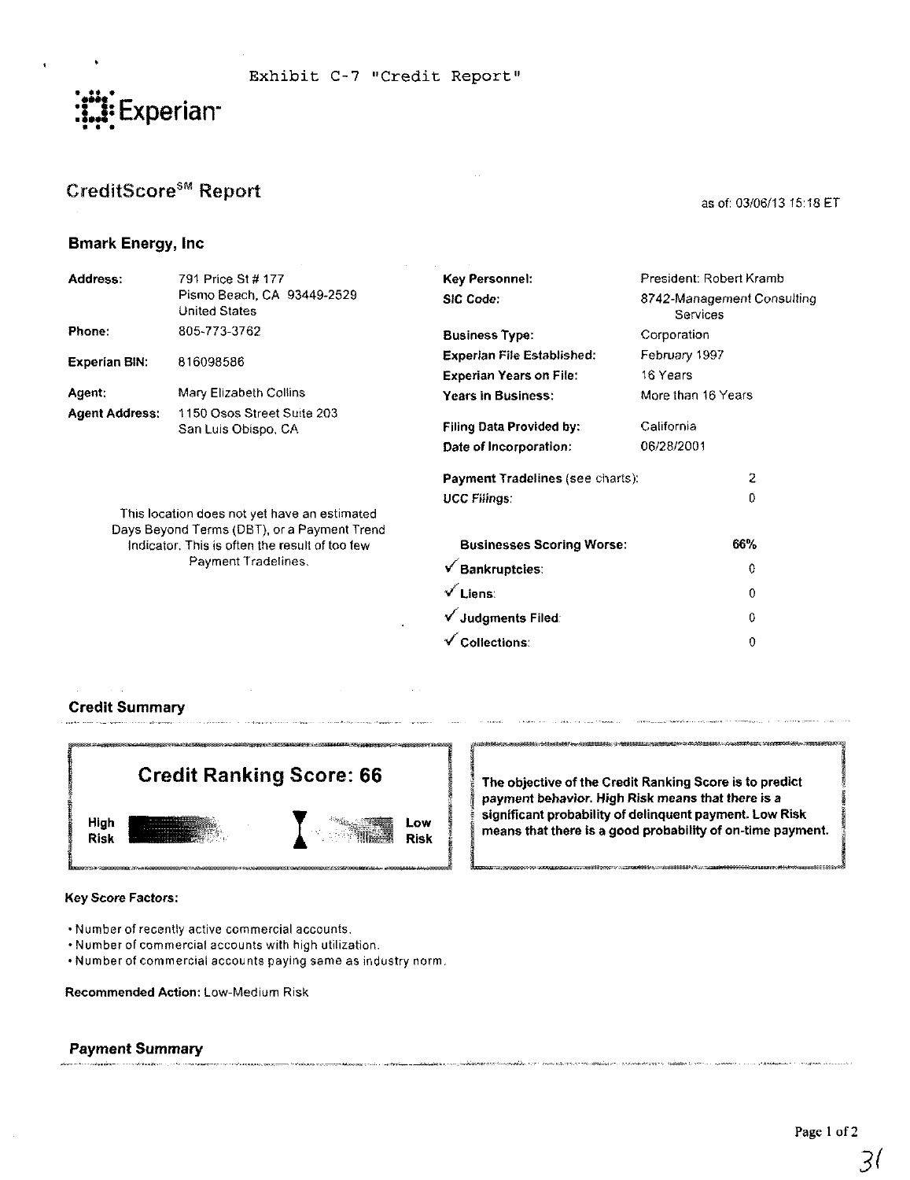Exhibit C-7 "Credit Report"

Experian

## CreditScore℠ Report

as of: 03/06/13 15:18 ET

### Bmark Energy, Inc

| | |
|---|---|
| **Address:** | 791 Price St # 177<br>Pismo Beach, CA 93449-2529<br>United States |
| **Phone:** | 805-773-3762 |
| **Experian BIN:** | 816098586 |
| **Agent:** | Mary Elizabeth Collins |
| **Agent Address:** | 1150 Osos Street Suite 203<br>San Luis Obispo, CA |

| | |
|---|---|
| **Key Personnel:** | President: Robert Kramb |
| **SIC Code:** | 8742-Management Consulting Services |
| **Business Type:** | Corporation |
| **Experian File Established:** | February 1997 |
| **Experian Years on File:** | 16 Years |
| **Years in Business:** | More than 16 Years |
| **Filing Data Provided by:** | California |
| **Date of Incorporation:** | 06/28/2001 |

| | |
|---|---|
| **Payment Tradelines** (see charts): | 2 |
| **UCC Filings:** | 0 |

This location does not yet have an estimated Days Beyond Terms (DBT), or a Payment Trend Indicator. This is often the result of too few Payment Tradelines.

| | |
|---|---|
| **Businesses Scoring Worse:** | **66%** |
| ✓ **Bankruptcies:** | 0 |
| ✓ **Liens:** | 0 |
| ✓ **Judgments Filed:** | 0 |
| ✓ **Collections:** | 0 |

### Credit Summary

**Credit Ranking Score: 66**

High Risk — Low Risk

**The objective of the Credit Ranking Score is to predict payment behavior. High Risk means that there is a significant probability of delinquent payment. Low Risk means that there is a good probability of on-time payment.**

**Key Score Factors:**

- Number of recently active commercial accounts.
- Number of commercial accounts with high utilization.
- Number of commercial accounts paying same as industry norm.

**Recommended Action:** Low-Medium Risk

### Payment Summary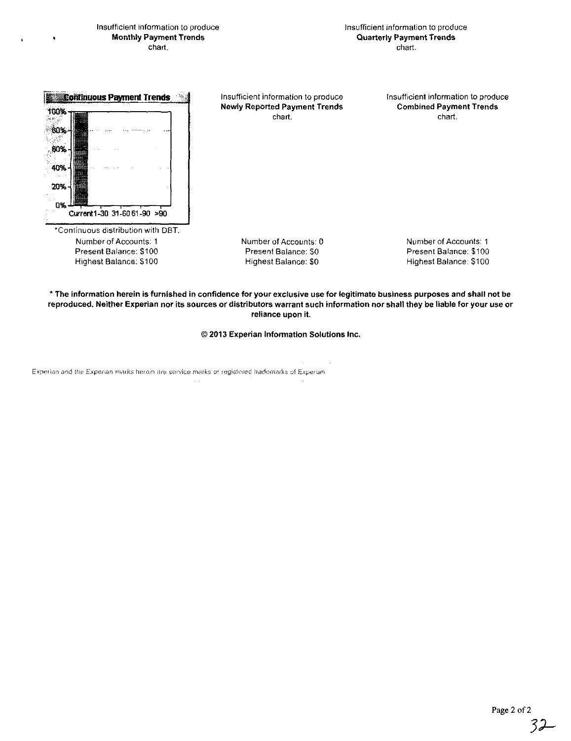Insufficient information to produce
**Monthly Payment Trends**
chart.

Insufficient information to produce
**Quarterly Payment Trends**
chart.

**Continuous Payment Trends**

100%
80%
60%
40%
20%
0%
Current 1-30 31-60 61-90 >90

*Continuous distribution with DBT.

Number of Accounts: 1
Present Balance: $100
Highest Balance: $100

Insufficient information to produce
**Newly Reported Payment Trends**
chart.

Number of Accounts: 0
Present Balance: $0
Highest Balance: $0

Insufficient information to produce
**Combined Payment Trends**
chart.

Number of Accounts: 1
Present Balance: $100
Highest Balance: $100

**\* The information herein is furnished in confidence for your exclusive use for legitimate business purposes and shall not be reproduced. Neither Experian nor its sources or distributors warrant such information nor shall they be liable for your use or reliance upon it.**

**© 2013 Experian Information Solutions Inc.**

Experian and the Experian marks herein are service marks or registered trademarks of Experian.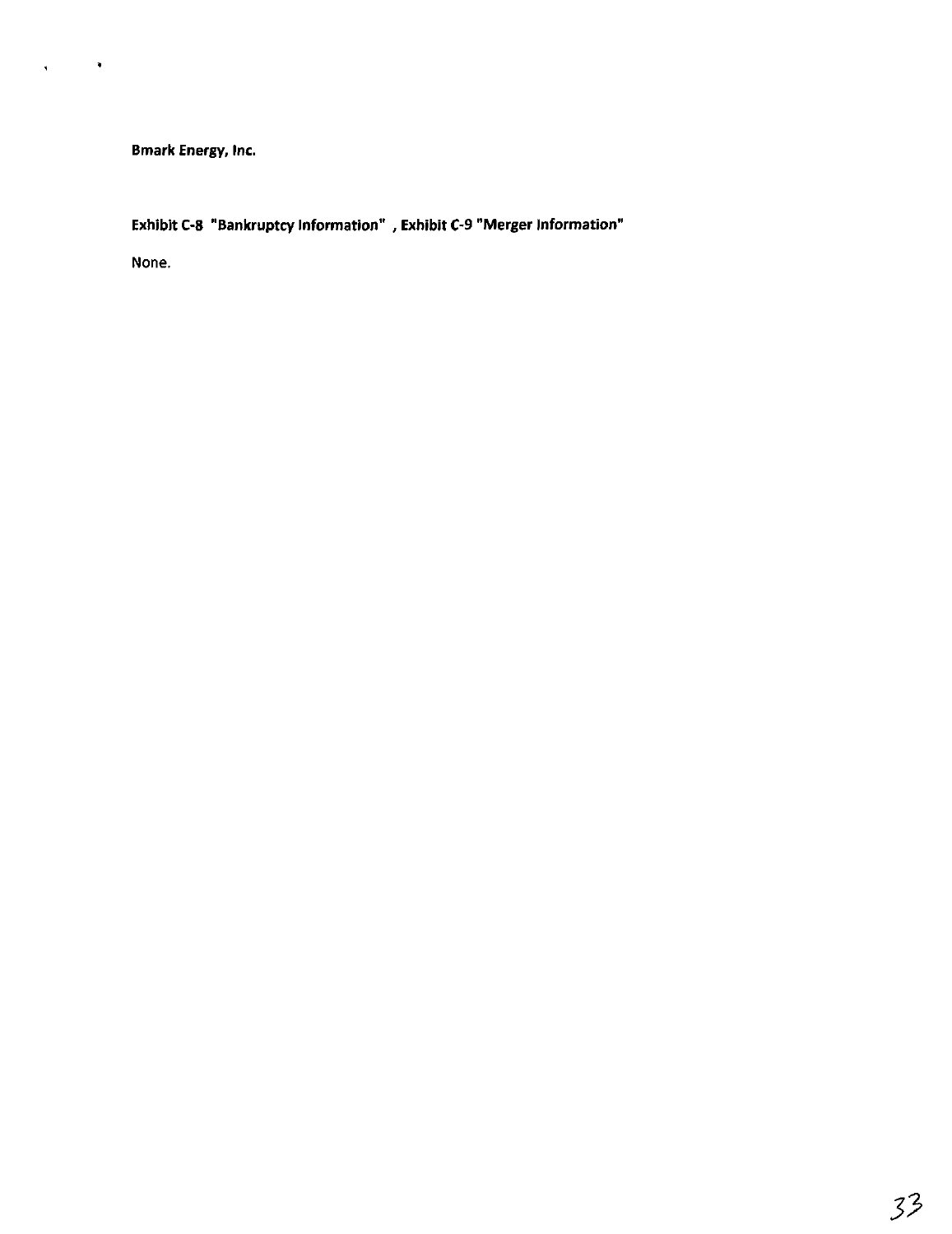**Bmark Energy, Inc.**

**Exhibit C-8 "Bankruptcy Information" , Exhibit C-9 "Merger Information"**

None.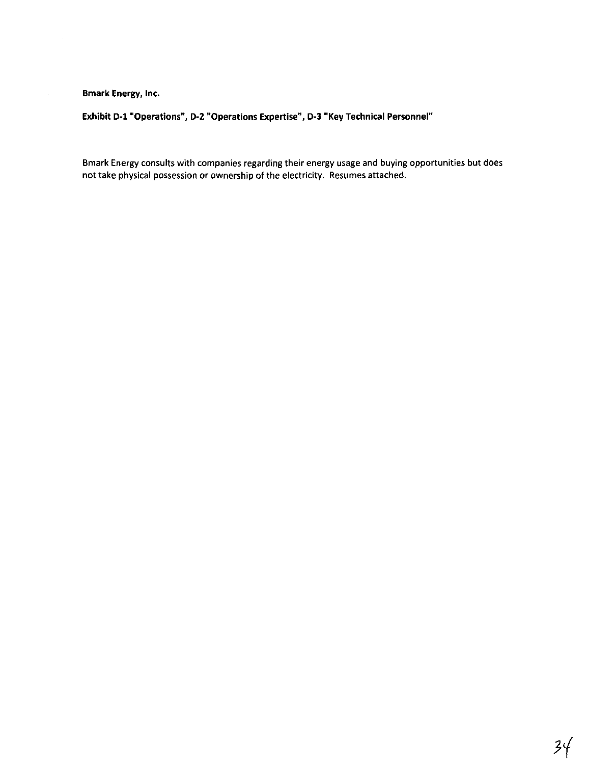**Bmark Energy, Inc.**

**Exhibit D-1 "Operations", D-2 "Operations Expertise", D-3 "Key Technical Personnel"**

Bmark Energy consults with companies regarding their energy usage and buying opportunities but does not take physical possession or ownership of the electricity. Resumes attached.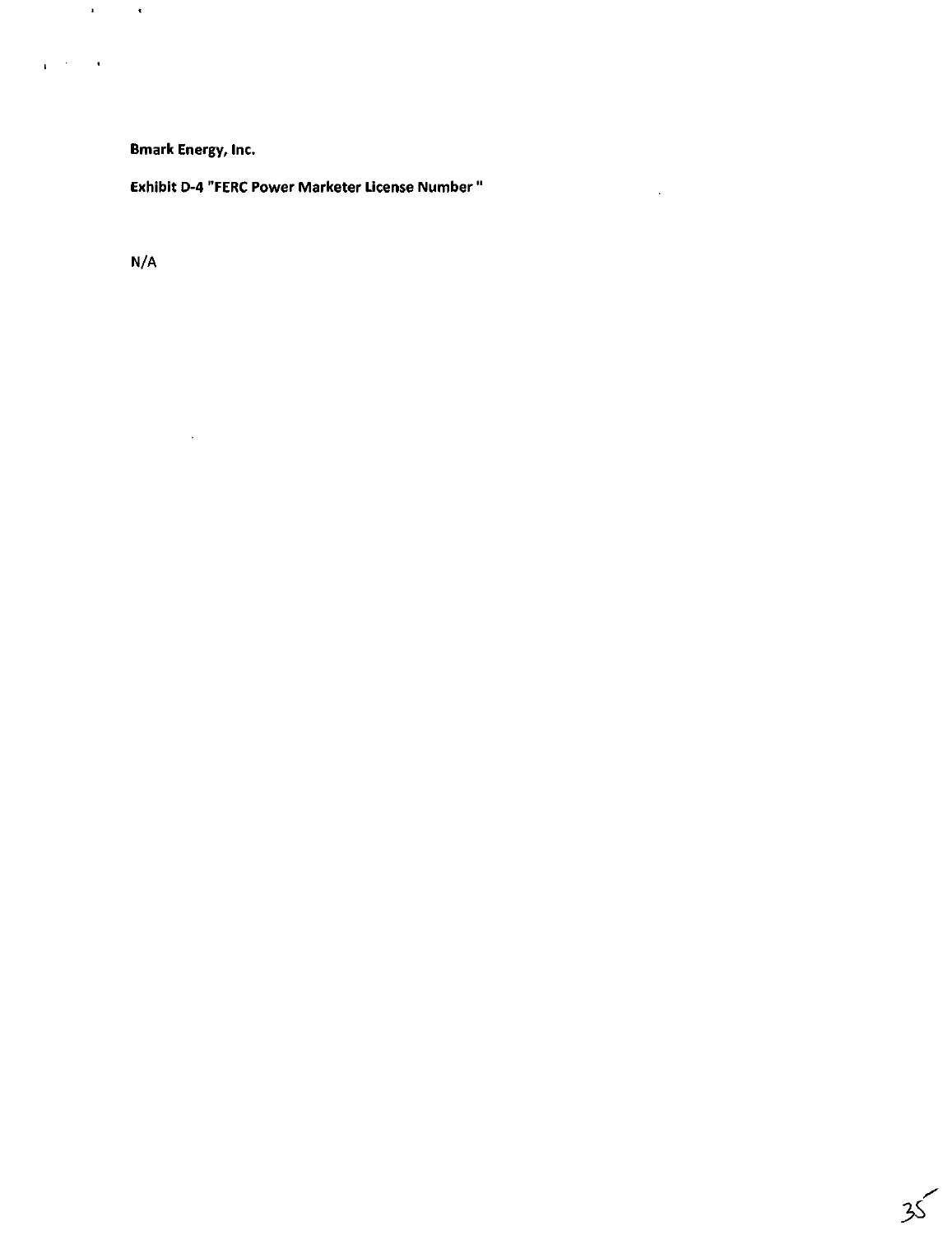**Bmark Energy, Inc.**

**Exhibit D-4 "FERC Power Marketer License Number "**

N/A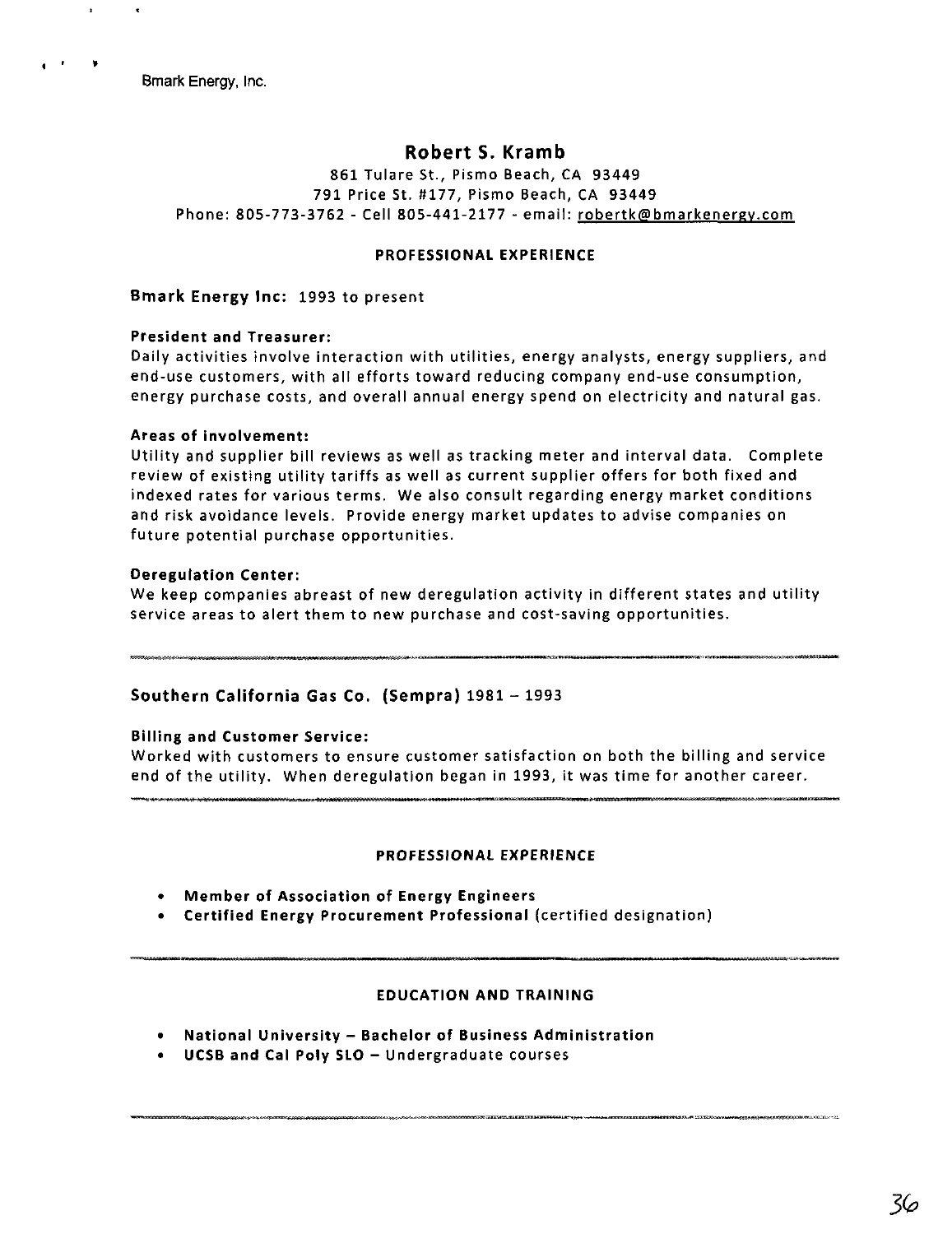Bmark Energy, Inc.

# Robert S. Kramb

861 Tulare St., Pismo Beach, CA 93449
791 Price St. #177, Pismo Beach, CA 93449
Phone: 805-773-3762 - Cell 805-441-2177 - email: robertk@bmarkenergy.com

## PROFESSIONAL EXPERIENCE

### Bmark Energy Inc: 1993 to present

**President and Treasurer:**
Daily activities involve interaction with utilities, energy analysts, energy suppliers, and end-use customers, with all efforts toward reducing company end-use consumption, energy purchase costs, and overall annual energy spend on electricity and natural gas.

**Areas of involvement:**
Utility and supplier bill reviews as well as tracking meter and interval data. Complete review of existing utility tariffs as well as current supplier offers for both fixed and indexed rates for various terms. We also consult regarding energy market conditions and risk avoidance levels. Provide energy market updates to advise companies on future potential purchase opportunities.

**Deregulation Center:**
We keep companies abreast of new deregulation activity in different states and utility service areas to alert them to new purchase and cost-saving opportunities.

---

### Southern California Gas Co. (Sempra) 1981 – 1993

**Billing and Customer Service:**
Worked with customers to ensure customer satisfaction on both the billing and service end of the utility. When deregulation began in 1993, it was time for another career.

---

## PROFESSIONAL EXPERIENCE

- **Member of Association of Energy Engineers**
- **Certified Energy Procurement Professional** (certified designation)

---

## EDUCATION AND TRAINING

- **National University – Bachelor of Business Administration**
- **UCSB and Cal Poly SLO** – Undergraduate courses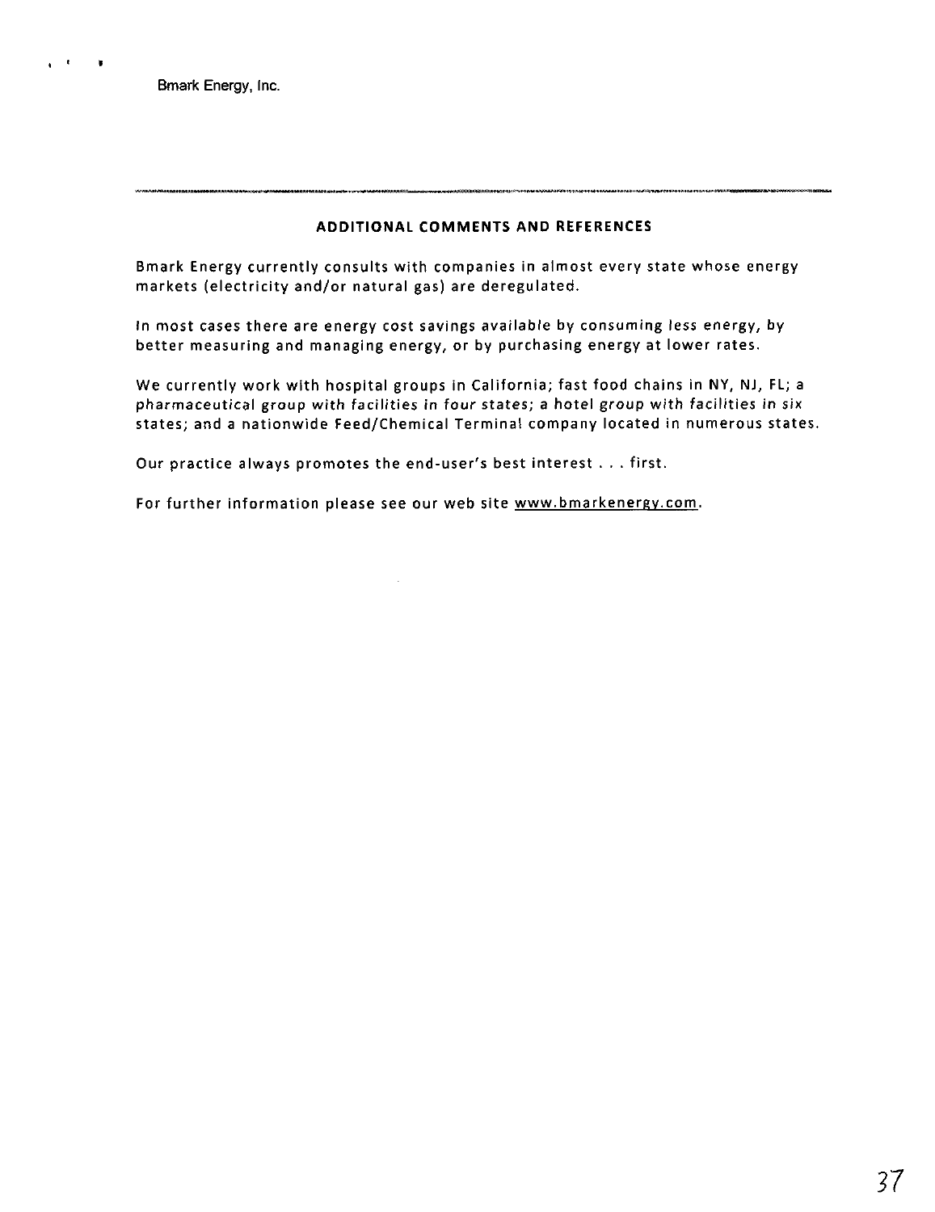Bmark Energy, Inc.

---

**ADDITIONAL COMMENTS AND REFERENCES**

Bmark Energy currently consults with companies in almost every state whose energy markets (electricity and/or natural gas) are deregulated.

In most cases there are energy cost savings available by consuming less energy, by better measuring and managing energy, or by purchasing energy at lower rates.

We currently work with hospital groups in California; fast food chains in NY, NJ, FL; a pharmaceutical group with facilities in four states; a hotel group with facilities in six states; and a nationwide Feed/Chemical Terminal company located in numerous states.

Our practice always promotes the end-user's best interest . . . first.

For further information please see our web site www.bmarkenergy.com.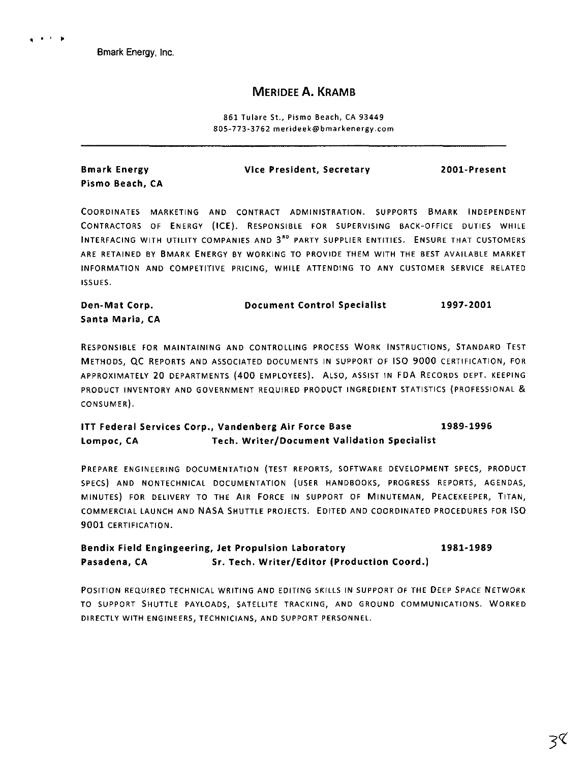Bmark Energy, Inc.

# Meridee A. Kramb

861 Tulare St., Pismo Beach, CA 93449
805-773-3762 merideek@bmarkenergy.com

---

**Bmark Energy** **Vice President, Secretary** **2001-Present**
**Pismo Beach, CA**

Coordinates marketing and contract administration. Supports Bmark Independent Contractors of Energy (ICE). Responsible for supervising back-office duties while interfacing with utility companies and 3[RD] party supplier entities. Ensure that customers are retained by Bmark Energy by working to provide them with the best available market information and competitive pricing, while attending to any customer service related issues.

**Den-Mat Corp.** **Document Control Specialist** **1997-2001**
**Santa Maria, CA**

Responsible for maintaining and controlling process Work Instructions, Standard Test Methods, QC Reports and associated documents in support of ISO 9000 certification, for approximately 20 departments (400 employees). Also, assist in FDA Records dept. keeping product inventory and government required product ingredient statistics (professional & consumer).

**ITT Federal Services Corp., Vandenberg Air Force Base** **1989-1996**
**Lompoc, CA** **Tech. Writer/Document Validation Specialist**

Prepare engineering documentation (test reports, software development specs, product specs) and nontechnical documentation (user handbooks, progress reports, agendas, minutes) for delivery to the Air Force in support of Minuteman, Peacekeeper, Titan, commercial launch and NASA Shuttle projects. Edited and coordinated procedures for ISO 9001 certification.

**Bendix Field Engingeering, Jet Propulsion Laboratory** **1981-1989**
**Pasadena, CA** **Sr. Tech. Writer/Editor (Production Coord.)**

Position required technical writing and editing skills in support of the Deep Space Network to support Shuttle payloads, satellite tracking, and ground communications. Worked directly with engineers, technicians, and support personnel.